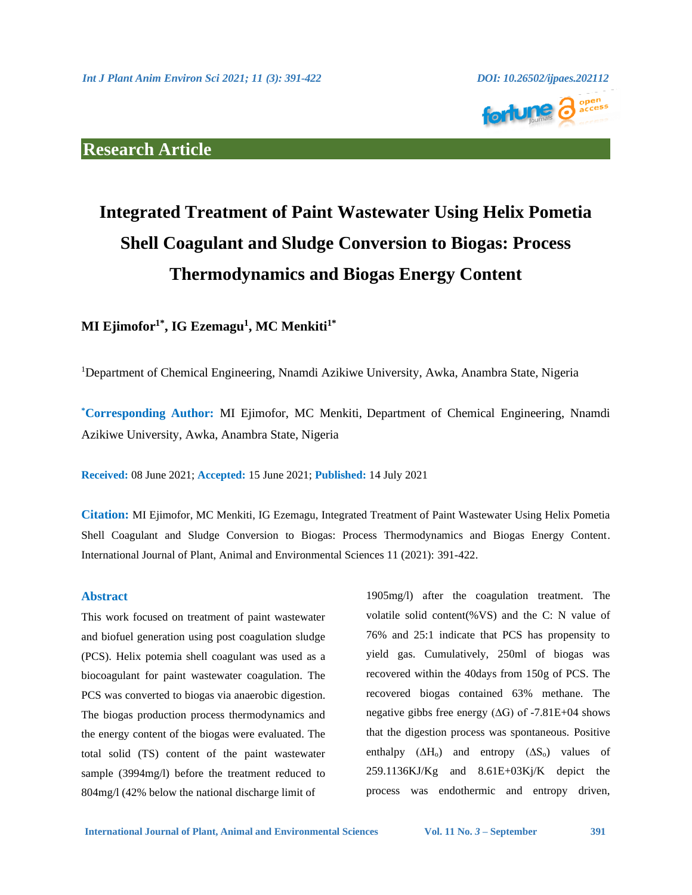Research Article

# Integrated Treatment of Paint Wastewater Using Helix Pometia Shell Coagulant and Sludge Conversion to Biogas: Process Thermodynamics and Biogas Energy Content

**MI Ejimofor[1*], IG Ezemagu[1], MC Menkiti[1*]**

[1]Department of Chemical Engineering, Nnamdi Azikiwe University, Awka, Anambra State, Nigeria

***Corresponding Author:** MI Ejimofor, MC Menkiti, Department of Chemical Engineering, Nnamdi Azikiwe University, Awka, Anambra State, Nigeria

**Received:** 08 June 2021; **Accepted:** 15 June 2021; **Published:** 14 July 2021

**Citation:** MI Ejimofor, MC Menkiti, IG Ezemagu, Integrated Treatment of Paint Wastewater Using Helix Pometia Shell Coagulant and Sludge Conversion to Biogas: Process Thermodynamics and Biogas Energy Content. International Journal of Plant, Animal and Environmental Sciences 11 (2021): 391-422.

## Abstract

This work focused on treatment of paint wastewater and biofuel generation using post coagulation sludge (PCS). Helix potemia shell coagulant was used as a biocoagulant for paint wastewater coagulation. The PCS was converted to biogas via anaerobic digestion. The biogas production process thermodynamics and the energy content of the biogas were evaluated. The total solid (TS) content of the paint wastewater sample (3994mg/l) before the treatment reduced to 804mg/l (42% below the national discharge limit of 1905mg/l) after the coagulation treatment. The volatile solid content(%VS) and the C: N value of 76% and 25:1 indicate that PCS has propensity to yield gas. Cumulatively, 250ml of biogas was recovered within the 40days from 150g of PCS. The recovered biogas contained 63% methane. The negative gibbs free energy ($\Delta G$) of -7.81E+04 shows that the digestion process was spontaneous. Positive enthalpy ($\Delta H_o$) and entropy ($\Delta S_o$) values of 259.1136KJ/Kg and 8.61E+03Kj/K depict the process was endothermic and entropy driven,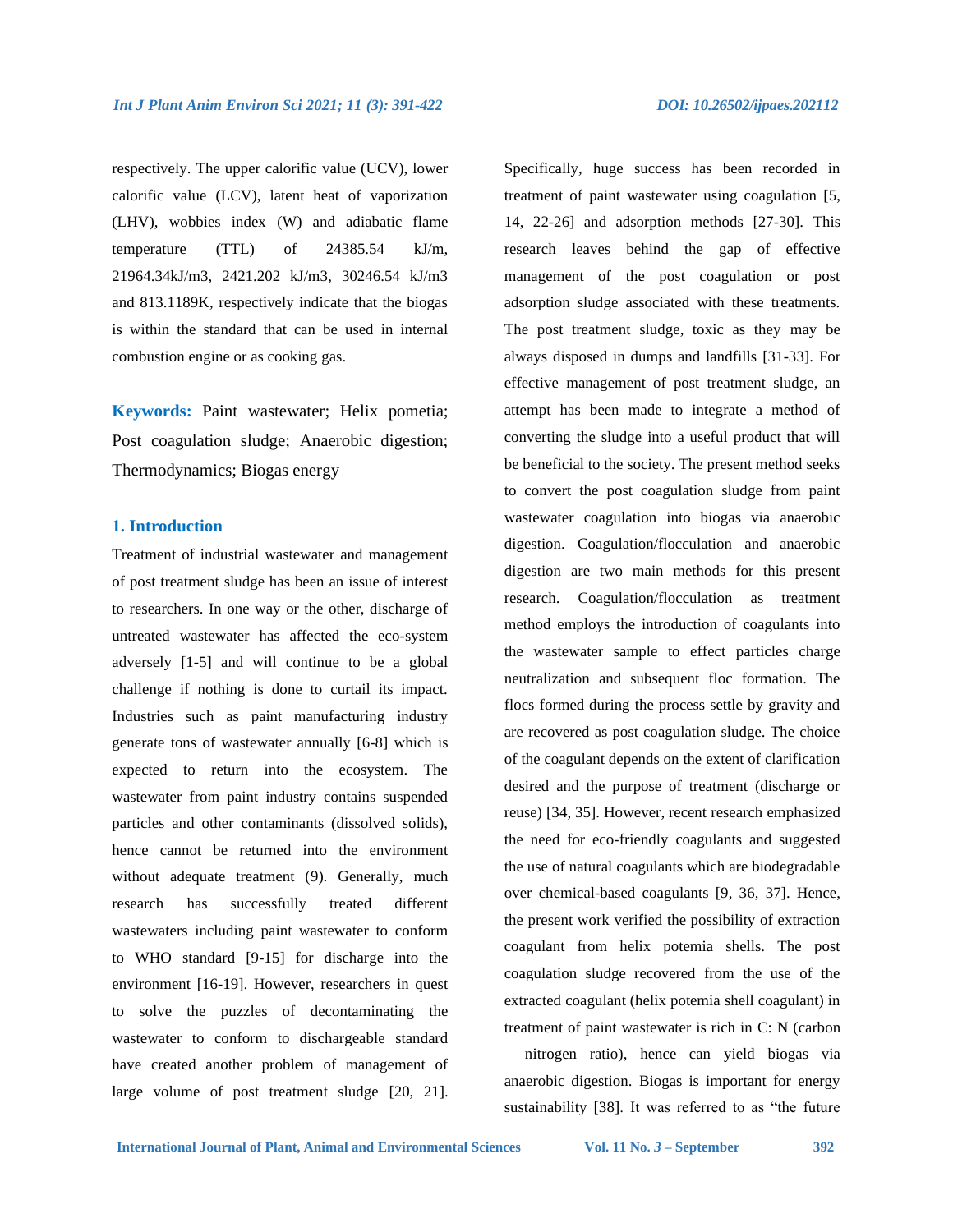respectively. The upper calorific value (UCV), lower calorific value (LCV), latent heat of vaporization (LHV), wobbies index (W) and adiabatic flame temperature (TTL) of 24385.54 kJ/m, 21964.34kJ/m3, 2421.202 kJ/m3, 30246.54 kJ/m3 and 813.1189K, respectively indicate that the biogas is within the standard that can be used in internal combustion engine or as cooking gas.

**Keywords:** Paint wastewater; Helix pometia; Post coagulation sludge; Anaerobic digestion; Thermodynamics; Biogas energy

## 1. Introduction

Treatment of industrial wastewater and management of post treatment sludge has been an issue of interest to researchers. In one way or the other, discharge of untreated wastewater has affected the eco-system adversely [1-5] and will continue to be a global challenge if nothing is done to curtail its impact. Industries such as paint manufacturing industry generate tons of wastewater annually [6-8] which is expected to return into the ecosystem. The wastewater from paint industry contains suspended particles and other contaminants (dissolved solids), hence cannot be returned into the environment without adequate treatment (9). Generally, much research has successfully treated different wastewaters including paint wastewater to conform to WHO standard [9-15] for discharge into the environment [16-19]. However, researchers in quest to solve the puzzles of decontaminating the wastewater to conform to dischargeable standard have created another problem of management of large volume of post treatment sludge [20, 21]. Specifically, huge success has been recorded in treatment of paint wastewater using coagulation [5, 14, 22-26] and adsorption methods [27-30]. This research leaves behind the gap of effective management of the post coagulation or post adsorption sludge associated with these treatments. The post treatment sludge, toxic as they may be always disposed in dumps and landfills [31-33]. For effective management of post treatment sludge, an attempt has been made to integrate a method of converting the sludge into a useful product that will be beneficial to the society. The present method seeks to convert the post coagulation sludge from paint wastewater coagulation into biogas via anaerobic digestion. Coagulation/flocculation and anaerobic digestion are two main methods for this present research. Coagulation/flocculation as treatment method employs the introduction of coagulants into the wastewater sample to effect particles charge neutralization and subsequent floc formation. The flocs formed during the process settle by gravity and are recovered as post coagulation sludge. The choice of the coagulant depends on the extent of clarification desired and the purpose of treatment (discharge or reuse) [34, 35]. However, recent research emphasized the need for eco-friendly coagulants and suggested the use of natural coagulants which are biodegradable over chemical-based coagulants [9, 36, 37]. Hence, the present work verified the possibility of extraction coagulant from helix potemia shells. The post coagulation sludge recovered from the use of the extracted coagulant (helix potemia shell coagulant) in treatment of paint wastewater is rich in C: N (carbon – nitrogen ratio), hence can yield biogas via anaerobic digestion. Biogas is important for energy sustainability [38]. It was referred to as "the future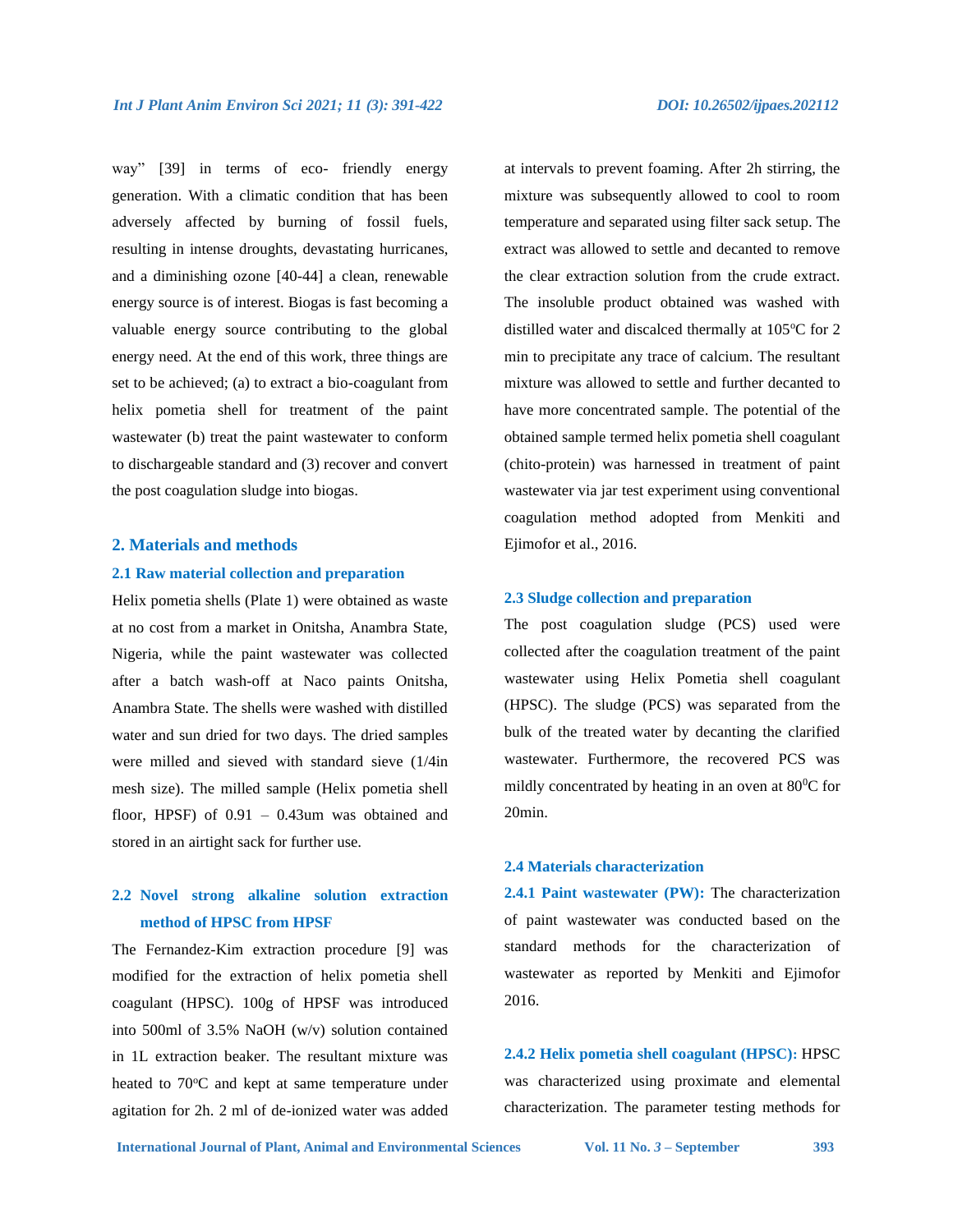way" [39] in terms of eco- friendly energy generation. With a climatic condition that has been adversely affected by burning of fossil fuels, resulting in intense droughts, devastating hurricanes, and a diminishing ozone [40-44] a clean, renewable energy source is of interest. Biogas is fast becoming a valuable energy source contributing to the global energy need. At the end of this work, three things are set to be achieved; (a) to extract a bio-coagulant from helix pometia shell for treatment of the paint wastewater (b) treat the paint wastewater to conform to dischargeable standard and (3) recover and convert the post coagulation sludge into biogas.

## 2. Materials and methods

### 2.1 Raw material collection and preparation

Helix pometia shells (Plate 1) were obtained as waste at no cost from a market in Onitsha, Anambra State, Nigeria, while the paint wastewater was collected after a batch wash-off at Naco paints Onitsha, Anambra State. The shells were washed with distilled water and sun dried for two days. The dried samples were milled and sieved with standard sieve (1/4in mesh size). The milled sample (Helix pometia shell floor, HPSF) of 0.91 – 0.43um was obtained and stored in an airtight sack for further use.

### 2.2 Novel strong alkaline solution extraction method of HPSC from HPSF

The Fernandez-Kim extraction procedure [9] was modified for the extraction of helix pometia shell coagulant (HPSC). 100g of HPSF was introduced into 500ml of 3.5% NaOH (w/v) solution contained in 1L extraction beaker. The resultant mixture was heated to 70$^{o}$C and kept at same temperature under agitation for 2h. 2 ml of de-ionized water was added at intervals to prevent foaming. After 2h stirring, the mixture was subsequently allowed to cool to room temperature and separated using filter sack setup. The extract was allowed to settle and decanted to remove the clear extraction solution from the crude extract. The insoluble product obtained was washed with distilled water and discalced thermally at 105$^{o}$C for 2 min to precipitate any trace of calcium. The resultant mixture was allowed to settle and further decanted to have more concentrated sample. The potential of the obtained sample termed helix pometia shell coagulant (chito-protein) was harnessed in treatment of paint wastewater via jar test experiment using conventional coagulation method adopted from Menkiti and Ejimofor et al., 2016.

### 2.3 Sludge collection and preparation

The post coagulation sludge (PCS) used were collected after the coagulation treatment of the paint wastewater using Helix Pometia shell coagulant (HPSC). The sludge (PCS) was separated from the bulk of the treated water by decanting the clarified wastewater. Furthermore, the recovered PCS was mildly concentrated by heating in an oven at 80$^{0}$C for 20min.

### 2.4 Materials characterization

**2.4.1 Paint wastewater (PW):** The characterization of paint wastewater was conducted based on the standard methods for the characterization of wastewater as reported by Menkiti and Ejimofor 2016.

**2.4.2 Helix pometia shell coagulant (HPSC):** HPSC was characterized using proximate and elemental characterization. The parameter testing methods for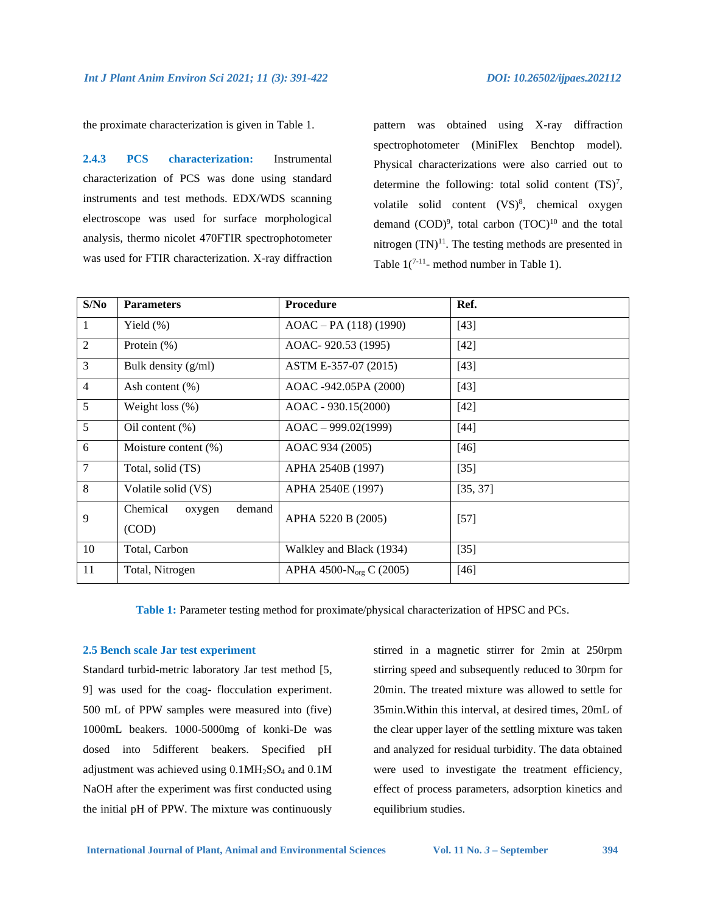the proximate characterization is given in Table 1.

**2.4.3 PCS characterization:** Instrumental characterization of PCS was done using standard instruments and test methods. EDX/WDS scanning electroscope was used for surface morphological analysis, thermo nicolet 470FTIR spectrophotometer was used for FTIR characterization. X-ray diffraction pattern was obtained using X-ray diffraction spectrophotometer (MiniFlex Benchtop model). Physical characterizations were also carried out to determine the following: total solid content (TS)[7], volatile solid content (VS)[8], chemical oxygen demand (COD)[9], total carbon (TOC)[10] and the total nitrogen (TN)[11]. The testing methods are presented in Table 1([7-11]- method number in Table 1).

| S/No | Parameters | Procedure | Ref. |
|---|---|---|---|
| 1 | Yield (%) | AOAC – PA (118) (1990) | [43] |
| 2 | Protein (%) | AOAC- 920.53 (1995) | [42] |
| 3 | Bulk density (g/ml) | ASTM E-357-07 (2015) | [43] |
| 4 | Ash content (%) | AOAC -942.05PA (2000) | [43] |
| 5 | Weight loss (%) | AOAC - 930.15(2000) | [42] |
| 5 | Oil content (%) | AOAC – 999.02(1999) | [44] |
| 6 | Moisture content (%) | AOAC 934 (2005) | [46] |
| 7 | Total, solid (TS) | APHA 2540B (1997) | [35] |
| 8 | Volatile solid (VS) | APHA 2540E (1997) | [35, 37] |
| 9 | Chemical oxygen demand (COD) | APHA 5220 B (2005) | [57] |
| 10 | Total, Carbon | Walkley and Black (1934) | [35] |
| 11 | Total, Nitrogen | APHA 4500-$N_{org}$ C (2005) | [46] |

**Table 1:** Parameter testing method for proximate/physical characterization of HPSC and PCs.

### 2.5 Bench scale Jar test experiment

Standard turbid-metric laboratory Jar test method [5, 9] was used for the coag- flocculation experiment. 500 mL of PPW samples were measured into (five) 1000mL beakers. 1000-5000mg of konki-De was dosed into 5different beakers. Specified pH adjustment was achieved using 0.1M$H_2SO_4$ and 0.1M NaOH after the experiment was first conducted using the initial pH of PPW. The mixture was continuously stirred in a magnetic stirrer for 2min at 250rpm stirring speed and subsequently reduced to 30rpm for 20min. The treated mixture was allowed to settle for 35min.Within this interval, at desired times, 20mL of the clear upper layer of the settling mixture was taken and analyzed for residual turbidity. The data obtained were used to investigate the treatment efficiency, effect of process parameters, adsorption kinetics and equilibrium studies.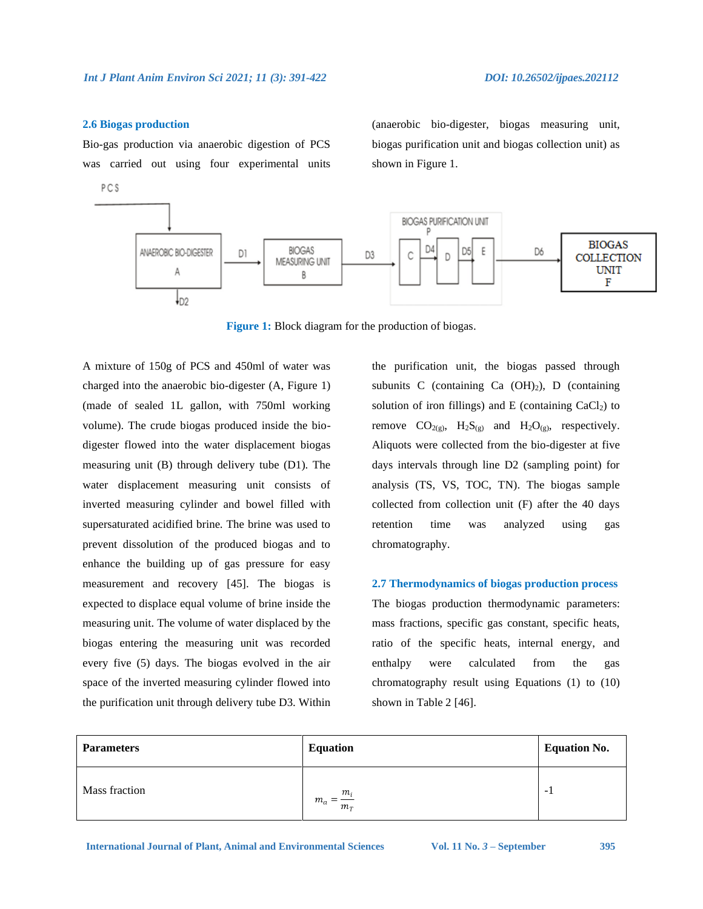### 2.6 Biogas production

Bio-gas production via anaerobic digestion of PCS was carried out using four experimental units (anaerobic bio-digester, biogas measuring unit, biogas purification unit and biogas collection unit) as shown in Figure 1.

**Figure 1:** Block diagram for the production of biogas.

A mixture of 150g of PCS and 450ml of water was charged into the anaerobic bio-digester (A, Figure 1) (made of sealed 1L gallon, with 750ml working volume). The crude biogas produced inside the bio-digester flowed into the water displacement biogas measuring unit (B) through delivery tube (D1). The water displacement measuring unit consists of inverted measuring cylinder and bowel filled with supersaturated acidified brine. The brine was used to prevent dissolution of the produced biogas and to enhance the building up of gas pressure for easy measurement and recovery [45]. The biogas is expected to displace equal volume of brine inside the measuring unit. The volume of water displaced by the biogas entering the measuring unit was recorded every five (5) days. The biogas evolved in the air space of the inverted measuring cylinder flowed into the purification unit through delivery tube D3. Within the purification unit, the biogas passed through subunits C (containing Ca $(OH)_2$), D (containing solution of iron fillings) and E (containing $CaCl_2$) to remove $CO_{2(g)}$, $H_2S_{(g)}$ and $H_2O_{(g)}$, respectively. Aliquots were collected from the bio-digester at five days intervals through line D2 (sampling point) for analysis (TS, VS, TOC, TN). The biogas sample collected from collection unit (F) after the 40 days retention time was analyzed using gas chromatography.

### 2.7 Thermodynamics of biogas production process

The biogas production thermodynamic parameters: mass fractions, specific gas constant, specific heats, ratio of the specific heats, internal energy, and enthalpy were calculated from the gas chromatography result using Equations (1) to (10) shown in Table 2 [46].

| Parameters | Equation | Equation No. |
|---|---|---|
| Mass fraction | $m_a = \frac{m_i}{m_T}$ | -1 |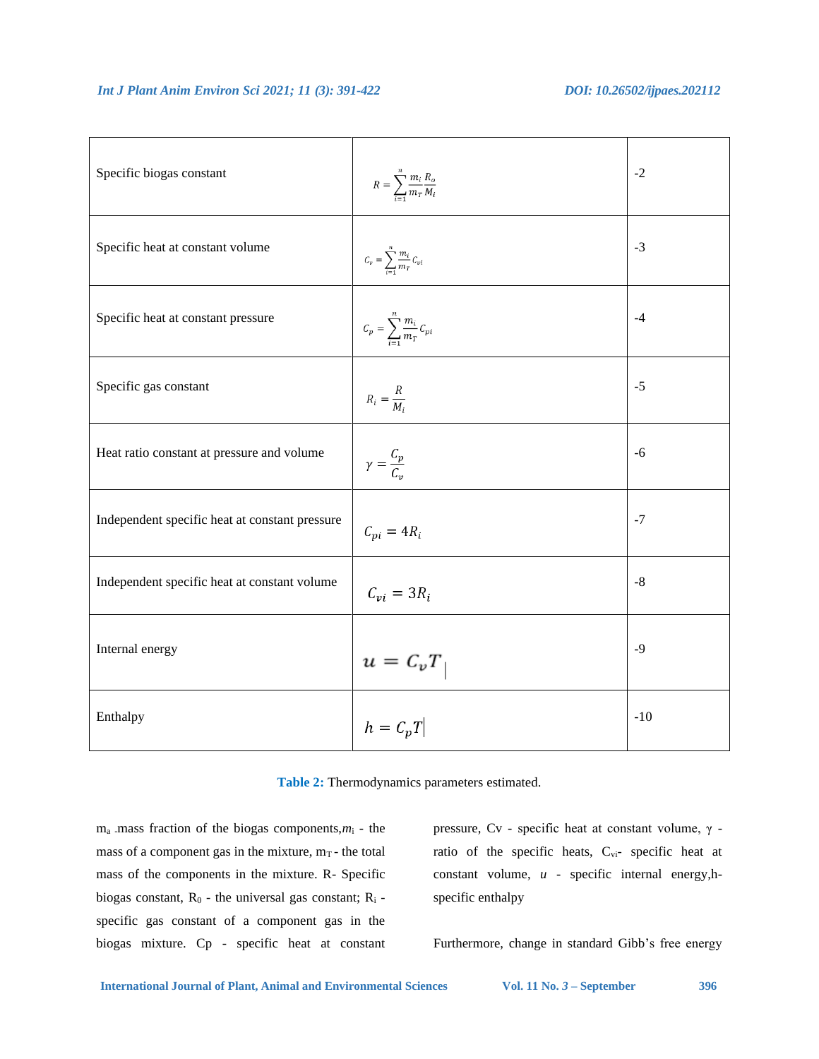| Specific biogas constant | $R = \sum_{i=1}^{n} \frac{m_i}{m_T} \frac{R_o}{M_i}$ | -2 |
|---|---|---|
| Specific heat at constant volume | $C_v = \sum_{i=1}^{n} \frac{m_i}{m_T} C_{vi}$ | -3 |
| Specific heat at constant pressure | $C_p = \sum_{i=1}^{n} \frac{m_i}{m_T} C_{pi}$ | -4 |
| Specific gas constant | $R_i = \frac{R}{M_i}$ | -5 |
| Heat ratio constant at pressure and volume | $\gamma = \frac{C_p}{C_v}$ | -6 |
| Independent specific heat at constant pressure | $C_{pi} = 4R_i$ | -7 |
| Independent specific heat at constant volume | $C_{vi} = 3R_i$ | -8 |
| Internal energy | $u = C_v T$ | -9 |
| Enthalpy | $h = C_p T$ | -10 |

**Table 2:** Thermodynamics parameters estimated.

$m_a$ -mass fraction of the biogas components, $m_i$ - the mass of a component gas in the mixture, $m_T$ - the total mass of the components in the mixture. R- Specific biogas constant, $R_0$ - the universal gas constant; $R_i$ - specific gas constant of a component gas in the biogas mixture. Cp - specific heat at constant pressure, Cv - specific heat at constant volume, $\gamma$ - ratio of the specific heats, $C_{vi}$- specific heat at constant volume, *u* - specific internal energy, h- specific enthalpy

Furthermore, change in standard Gibb's free energy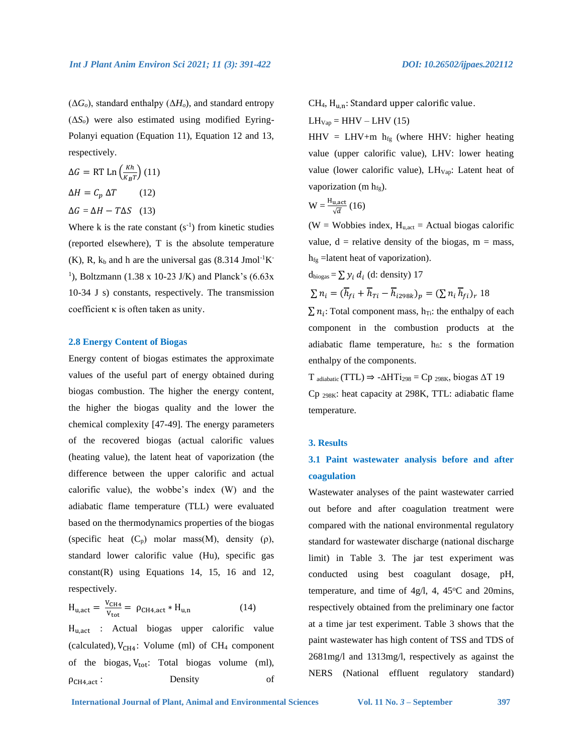($\Delta G_o$), standard enthalpy ($\Delta H_o$), and standard entropy ($\Delta S_o$) were also estimated using modified Eyring-Polanyi equation (Equation 11), Equation 12 and 13, respectively.

$$\Delta G = \text{RT Ln}\left(\frac{Kh}{K_B T}\right) \quad (11)$$

$$\Delta H = C_p \, \Delta T \quad (12)$$

$$\Delta G = \Delta H - T\Delta S \quad (13)$$

Where k is the rate constant ($s^{-1}$) from kinetic studies (reported elsewhere), T is the absolute temperature (K), R, $k_b$ and h are the universal gas (8.314 $Jmol^{-1}K^{-1}$), Boltzmann (1.38 x 10-23 J/K) and Planck's (6.63x 10-34 J s) constants, respectively. The transmission coefficient κ is often taken as unity.

### 2.8 Energy Content of Biogas

Energy content of biogas estimates the approximate values of the useful part of energy obtained during biogas combustion. The higher the energy content, the higher the biogas quality and the lower the chemical complexity [47-49]. The energy parameters of the recovered biogas (actual calorific values (heating value), the latent heat of vaporization (the difference between the upper calorific and actual calorific value), the wobbe's index (W) and the adiabatic flame temperature (TLL) were evaluated based on the thermodynamics properties of the biogas (specific heat ($C_p$) molar mass(M), density (ρ), standard lower calorific value (Hu), specific gas constant(R) using Equations 14, 15, 16 and 12, respectively.

$$H_{u,act} = \frac{V_{CH4}}{V_{tot}} = \rho_{CH4,act} * H_{u,n} \quad (14)$$

$H_{u,act}$ : Actual biogas upper calorific value (calculated), $V_{CH4}$: Volume (ml) of $CH_4$ component of the biogas, $V_{tot}$: Total biogas volume (ml), $\rho_{CH4,act}$: Density of $CH_4$, $H_{u,n}$: Standard upper calorific value.

$LH_{Vap}$ = HHV – LHV (15)

HHV = LHV+m $h_{fg}$ (where HHV: higher heating value (upper calorific value), LHV: lower heating value (lower calorific value), $LH_{Vap}$: Latent heat of vaporization (m $h_{fg}$).

$$W = \frac{H_{u,act}}{\sqrt{d}} \quad (16)$$

(W = Wobbies index, $H_{u,act}$ = Actual biogas calorific value, d = relative density of the biogas, m = mass, $h_{fg}$ =latent heat of vaporization).

$d_{biogas} = \sum y_i \, d_i$ (d: density) 17

$$\sum n_i = (\overline{h}_{fi} + \overline{h}_{Ti} - \overline{h}_{i298k})_p = (\sum n_i \, \overline{h}_{fi})_r \quad 18$$

$\sum n_i$: Total component mass, $h_{Ti}$: the enthalpy of each component in the combustion products at the adiabatic flame temperature, $h_{fi}$: s the formation enthalpy of the components.

$T_{adiabatic}$ (TTL) ⇒ $-\Delta HTi_{298} = Cp_{298K}$, biogas $\Delta T$ 19

$Cp_{298K}$: heat capacity at 298K, TTL: adiabatic flame temperature.

## 3. Results

### 3.1 Paint wastewater analysis before and after coagulation

Wastewater analyses of the paint wastewater carried out before and after coagulation treatment were compared with the national environmental regulatory standard for wastewater discharge (national discharge limit) in Table 3. The jar test experiment was conducted using best coagulant dosage, pH, temperature, and time of 4g/l, 4, 45°C and 20mins, respectively obtained from the preliminary one factor at a time jar test experiment. Table 3 shows that the paint wastewater has high content of TSS and TDS of 2681mg/l and 1313mg/l, respectively as against the NERS (National effluent regulatory standard)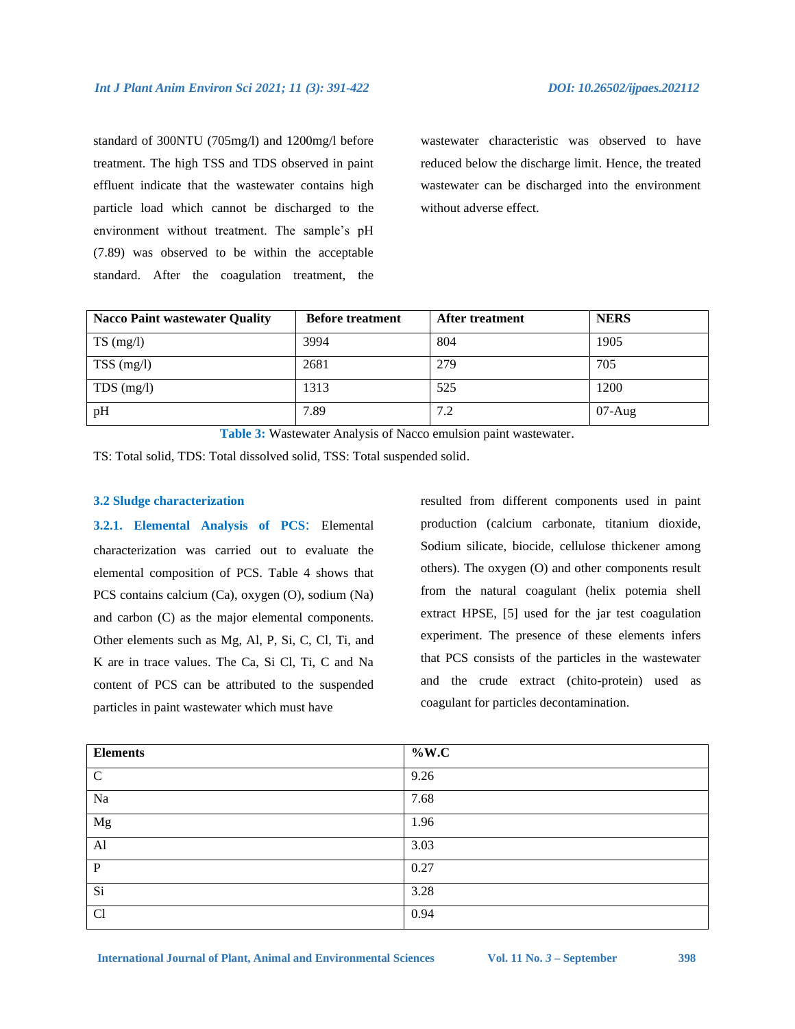standard of 300NTU (705mg/l) and 1200mg/l before treatment. The high TSS and TDS observed in paint effluent indicate that the wastewater contains high particle load which cannot be discharged to the environment without treatment. The sample's pH (7.89) was observed to be within the acceptable standard. After the coagulation treatment, the wastewater characteristic was observed to have reduced below the discharge limit. Hence, the treated wastewater can be discharged into the environment without adverse effect.

| Nacco Paint wastewater Quality | Before treatment | After treatment | NERS |
|---|---|---|---|
| TS (mg/l) | 3994 | 804 | 1905 |
| TSS (mg/l) | 2681 | 279 | 705 |
| TDS (mg/l) | 1313 | 525 | 1200 |
| pH | 7.89 | 7.2 | 07-Aug |

**Table 3:** Wastewater Analysis of Nacco emulsion paint wastewater.

TS: Total solid, TDS: Total dissolved solid, TSS: Total suspended solid.

### 3.2 Sludge characterization

**3.2.1. Elemental Analysis of PCS:** Elemental characterization was carried out to evaluate the elemental composition of PCS. Table 4 shows that PCS contains calcium (Ca), oxygen (O), sodium (Na) and carbon (C) as the major elemental components. Other elements such as Mg, Al, P, Si, C, Cl, Ti, and K are in trace values. The Ca, Si Cl, Ti, C and Na content of PCS can be attributed to the suspended particles in paint wastewater which must have resulted from different components used in paint production (calcium carbonate, titanium dioxide, Sodium silicate, biocide, cellulose thickener among others). The oxygen (O) and other components result from the natural coagulant (helix potemia shell extract HPSE, [5] used for the jar test coagulation experiment. The presence of these elements infers that PCS consists of the particles in the wastewater and the crude extract (chito-protein) used as coagulant for particles decontamination.

| Elements | %W.C |
|---|---|
| C | 9.26 |
| Na | 7.68 |
| Mg | 1.96 |
| Al | 3.03 |
| P | 0.27 |
| Si | 3.28 |
| Cl | 0.94 |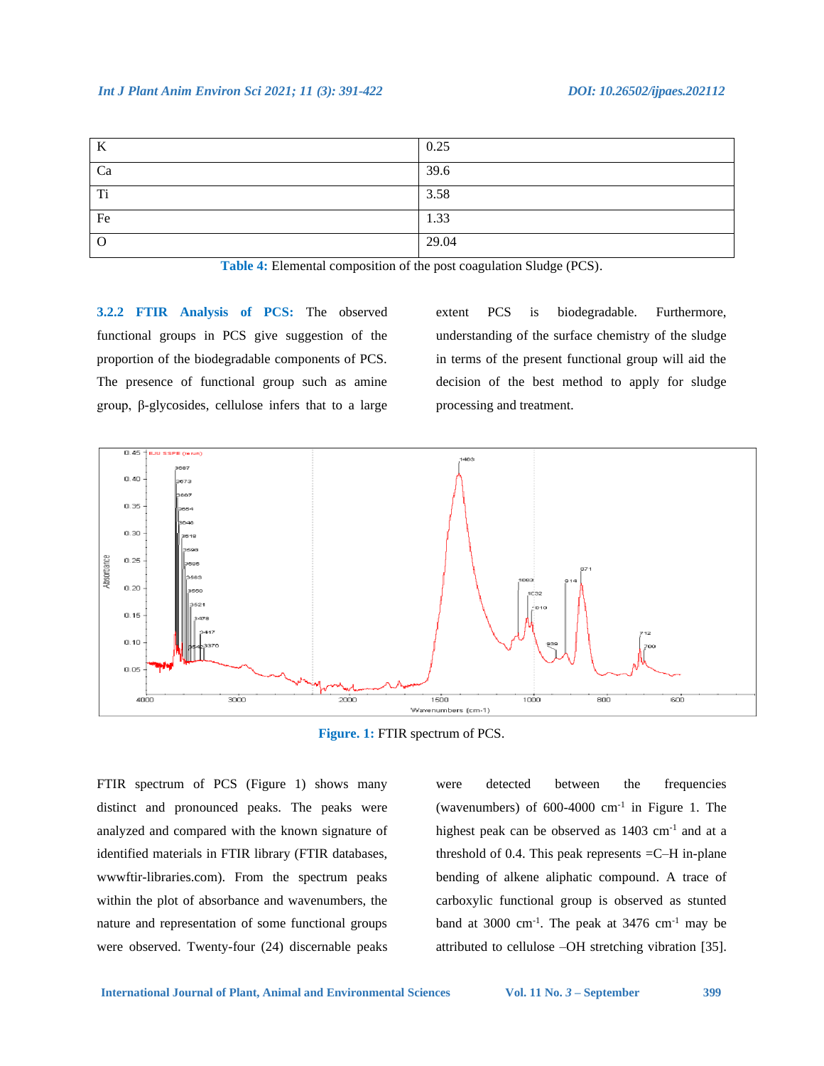| K | 0.25 |
|---|---|
| Ca | 39.6 |
| Ti | 3.58 |
| Fe | 1.33 |
| O | 29.04 |

**Table 4:** Elemental composition of the post coagulation Sludge (PCS).

**3.2.2 FTIR Analysis of PCS:** The observed functional groups in PCS give suggestion of the proportion of the biodegradable components of PCS. The presence of functional group such as amine group, β-glycosides, cellulose infers that to a large extent PCS is biodegradable. Furthermore, understanding of the surface chemistry of the sludge in terms of the present functional group will aid the decision of the best method to apply for sludge processing and treatment.

**Figure. 1:** FTIR spectrum of PCS.

FTIR spectrum of PCS (Figure 1) shows many distinct and pronounced peaks. The peaks were analyzed and compared with the known signature of identified materials in FTIR library (FTIR databases, wwwftir-libraries.com). From the spectrum peaks within the plot of absorbance and wavenumbers, the nature and representation of some functional groups were observed. Twenty-four (24) discernable peaks were detected between the frequencies (wavenumbers) of 600-4000 $cm^{-1}$ in Figure 1. The highest peak can be observed as 1403 $cm^{-1}$ and at a threshold of 0.4. This peak represents =C–H in-plane bending of alkene aliphatic compound. A trace of carboxylic functional group is observed as stunted band at 3000 $cm^{-1}$. The peak at 3476 $cm^{-1}$ may be attributed to cellulose –OH stretching vibration [35].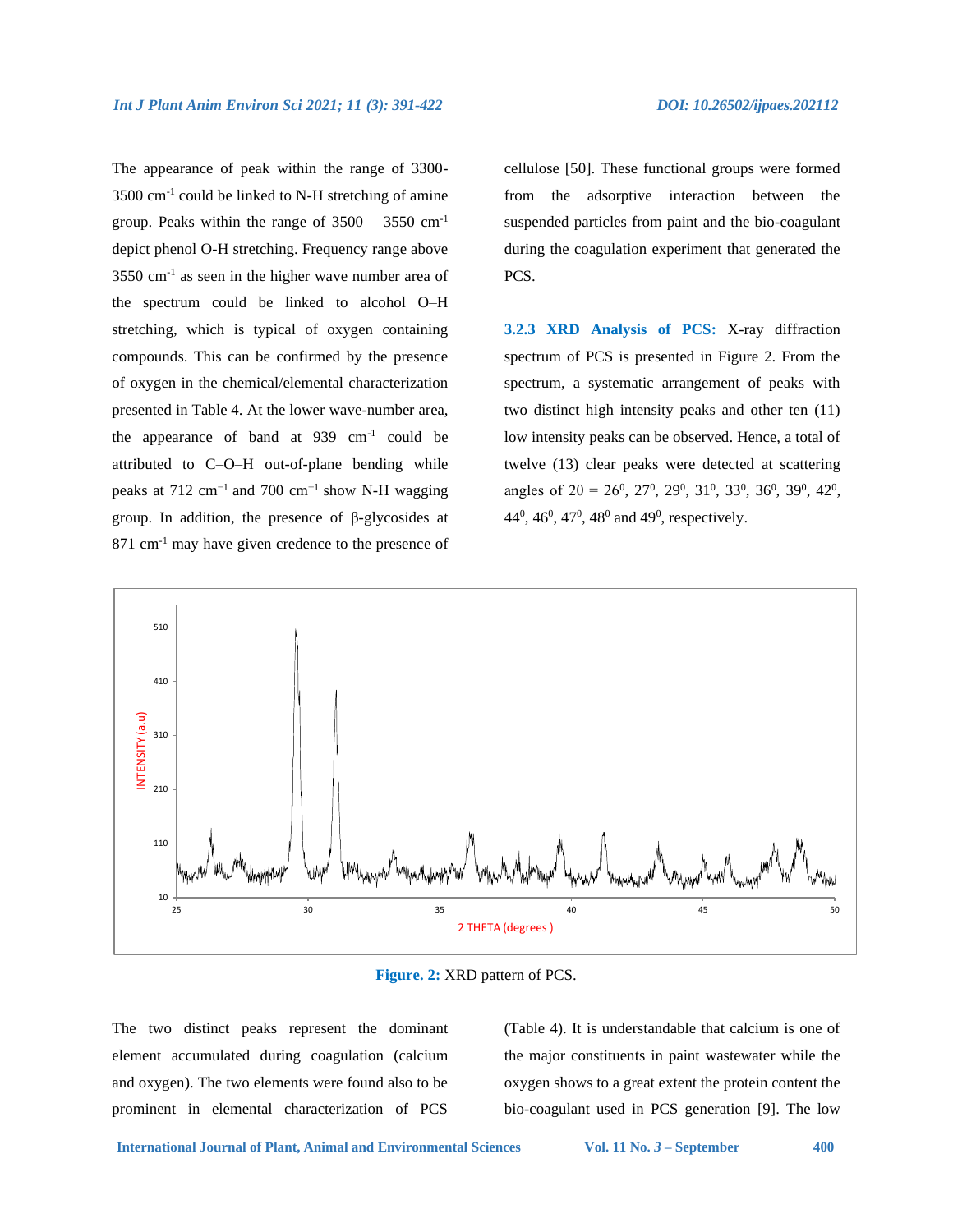The appearance of peak within the range of 3300-3500 $cm^{-1}$ could be linked to N-H stretching of amine group. Peaks within the range of 3500 – 3550 $cm^{-1}$ depict phenol O-H stretching. Frequency range above 3550 $cm^{-1}$ as seen in the higher wave number area of the spectrum could be linked to alcohol O–H stretching, which is typical of oxygen containing compounds. This can be confirmed by the presence of oxygen in the chemical/elemental characterization presented in Table 4. At the lower wave-number area, the appearance of band at 939 $cm^{-1}$ could be attributed to C–O–H out-of-plane bending while peaks at 712 $cm^{-1}$ and 700 $cm^{-1}$ show N-H wagging group. In addition, the presence of β-glycosides at 871 $cm^{-1}$ may have given credence to the presence of cellulose [50]. These functional groups were formed from the adsorptive interaction between the suspended particles from paint and the bio-coagulant during the coagulation experiment that generated the PCS.

### 3.2.3 XRD Analysis of PCS:

X-ray diffraction spectrum of PCS is presented in Figure 2. From the spectrum, a systematic arrangement of peaks with two distinct high intensity peaks and other ten (11) low intensity peaks can be observed. Hence, a total of twelve (13) clear peaks were detected at scattering angles of $2\theta$ = $26^0$, $27^0$, $29^0$, $31^0$, $33^0$, $36^0$, $39^0$, $42^0$, $44^0$, $46^0$, $47^0$, $48^0$ and $49^0$, respectively.

**Figure. 2:** XRD pattern of PCS.

The two distinct peaks represent the dominant element accumulated during coagulation (calcium and oxygen). The two elements were found also to be prominent in elemental characterization of PCS (Table 4). It is understandable that calcium is one of the major constituents in paint wastewater while the oxygen shows to a great extent the protein content the bio-coagulant used in PCS generation [9]. The low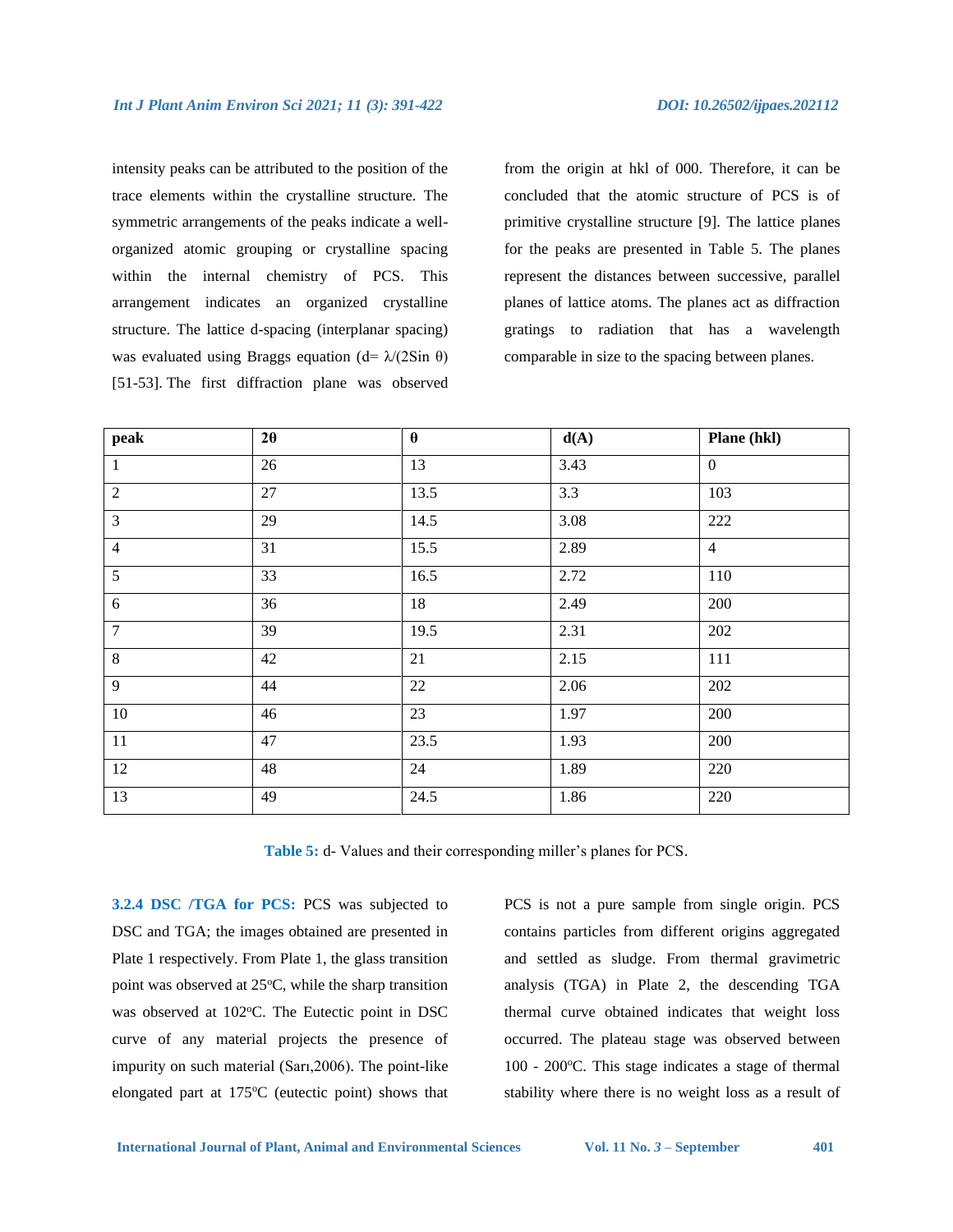intensity peaks can be attributed to the position of the trace elements within the crystalline structure. The symmetric arrangements of the peaks indicate a well-organized atomic grouping or crystalline spacing within the internal chemistry of PCS. This arrangement indicates an organized crystalline structure. The lattice d-spacing (interplanar spacing) was evaluated using Braggs equation ($d = \lambda/(2\text{Sin }\theta)$) [51-53]. The first diffraction plane was observed from the origin at hkl of 000. Therefore, it can be concluded that the atomic structure of PCS is of primitive crystalline structure [9]. The lattice planes for the peaks are presented in Table 5. The planes represent the distances between successive, parallel planes of lattice atoms. The planes act as diffraction gratings to radiation that has a wavelength comparable in size to the spacing between planes.

| peak | 2θ | θ | d(A) | Plane (hkl) |
|---|---|---|---|---|
| 1 | 26 | 13 | 3.43 | 0 |
| 2 | 27 | 13.5 | 3.3 | 103 |
| 3 | 29 | 14.5 | 3.08 | 222 |
| 4 | 31 | 15.5 | 2.89 | 4 |
| 5 | 33 | 16.5 | 2.72 | 110 |
| 6 | 36 | 18 | 2.49 | 200 |
| 7 | 39 | 19.5 | 2.31 | 202 |
| 8 | 42 | 21 | 2.15 | 111 |
| 9 | 44 | 22 | 2.06 | 202 |
| 10 | 46 | 23 | 1.97 | 200 |
| 11 | 47 | 23.5 | 1.93 | 200 |
| 12 | 48 | 24 | 1.89 | 220 |
| 13 | 49 | 24.5 | 1.86 | 220 |

**Table 5:** d- Values and their corresponding miller's planes for PCS.

**3.2.4 DSC /TGA for PCS:** PCS was subjected to DSC and TGA; the images obtained are presented in Plate 1 respectively. From Plate 1, the glass transition point was observed at 25°C, while the sharp transition was observed at 102°C. The Eutectic point in DSC curve of any material projects the presence of impurity on such material (Sarı,2006). The point-like elongated part at 175°C (eutectic point) shows that PCS is not a pure sample from single origin. PCS contains particles from different origins aggregated and settled as sludge. From thermal gravimetric analysis (TGA) in Plate 2, the descending TGA thermal curve obtained indicates that weight loss occurred. The plateau stage was observed between 100 - 200°C. This stage indicates a stage of thermal stability where there is no weight loss as a result of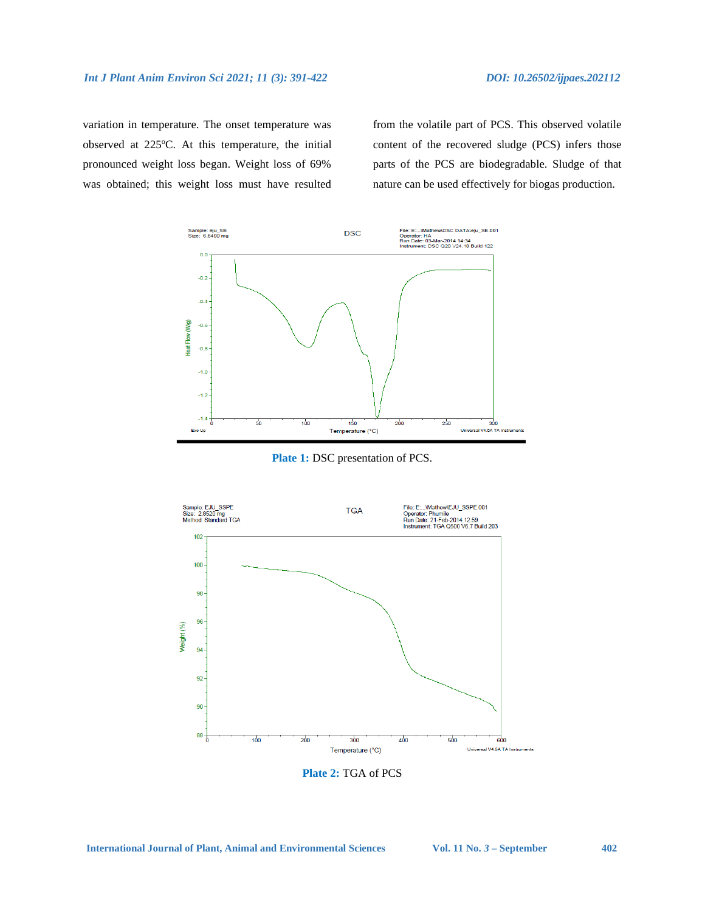variation in temperature. The onset temperature was observed at 225°C. At this temperature, the initial pronounced weight loss began. Weight loss of 69% was obtained; this weight loss must have resulted from the volatile part of PCS. This observed volatile content of the recovered sludge (PCS) infers those parts of the PCS are biodegradable. Sludge of that nature can be used effectively for biogas production.

**Plate 1:** DSC presentation of PCS.

**Plate 2:** TGA of PCS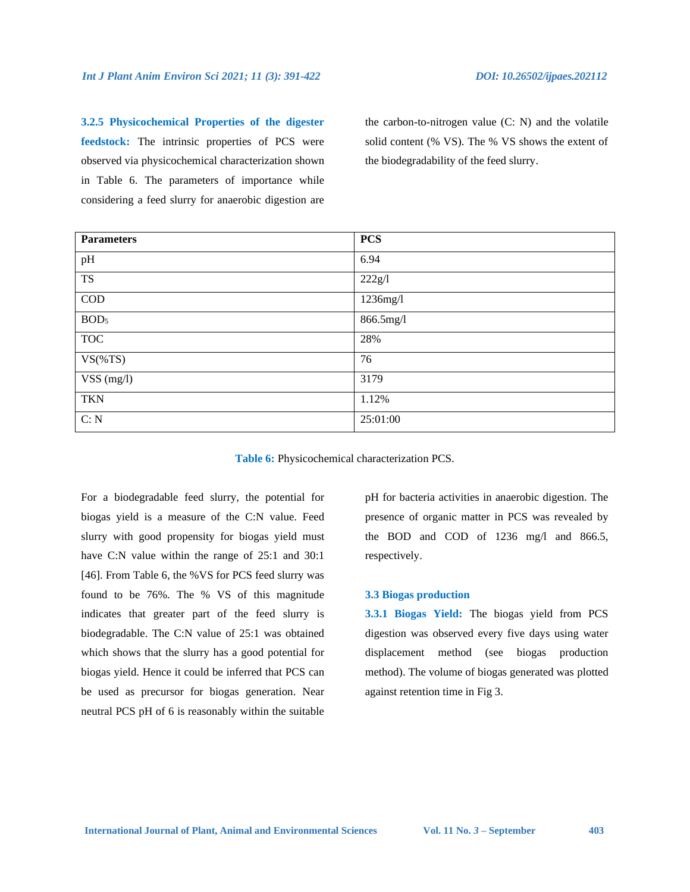**3.2.5 Physicochemical Properties of the digester feedstock:** The intrinsic properties of PCS were observed via physicochemical characterization shown in Table 6. The parameters of importance while considering a feed slurry for anaerobic digestion are the carbon-to-nitrogen value (C: N) and the volatile solid content (% VS). The % VS shows the extent of the biodegradability of the feed slurry.

| Parameters | PCS |
|---|---|
| pH | 6.94 |
| TS | 222g/l |
| COD | 1236mg/l |
| $BOD_5$ | 866.5mg/l |
| TOC | 28% |
| VS(%TS) | 76 |
| VSS (mg/l) | 3179 |
| TKN | 1.12% |
| C: N | 25:01:00 |

**Table 6:** Physicochemical characterization PCS.

For a biodegradable feed slurry, the potential for biogas yield is a measure of the C:N value. Feed slurry with good propensity for biogas yield must have C:N value within the range of 25:1 and 30:1 [46]. From Table 6, the %VS for PCS feed slurry was found to be 76%. The % VS of this magnitude indicates that greater part of the feed slurry is biodegradable. The C:N value of 25:1 was obtained which shows that the slurry has a good potential for biogas yield. Hence it could be inferred that PCS can be used as precursor for biogas generation. Near neutral PCS pH of 6 is reasonably within the suitable pH for bacteria activities in anaerobic digestion. The presence of organic matter in PCS was revealed by the BOD and COD of 1236 mg/l and 866.5, respectively.

### 3.3 Biogas production

**3.3.1 Biogas Yield:** The biogas yield from PCS digestion was observed every five days using water displacement method (see biogas production method). The volume of biogas generated was plotted against retention time in Fig 3.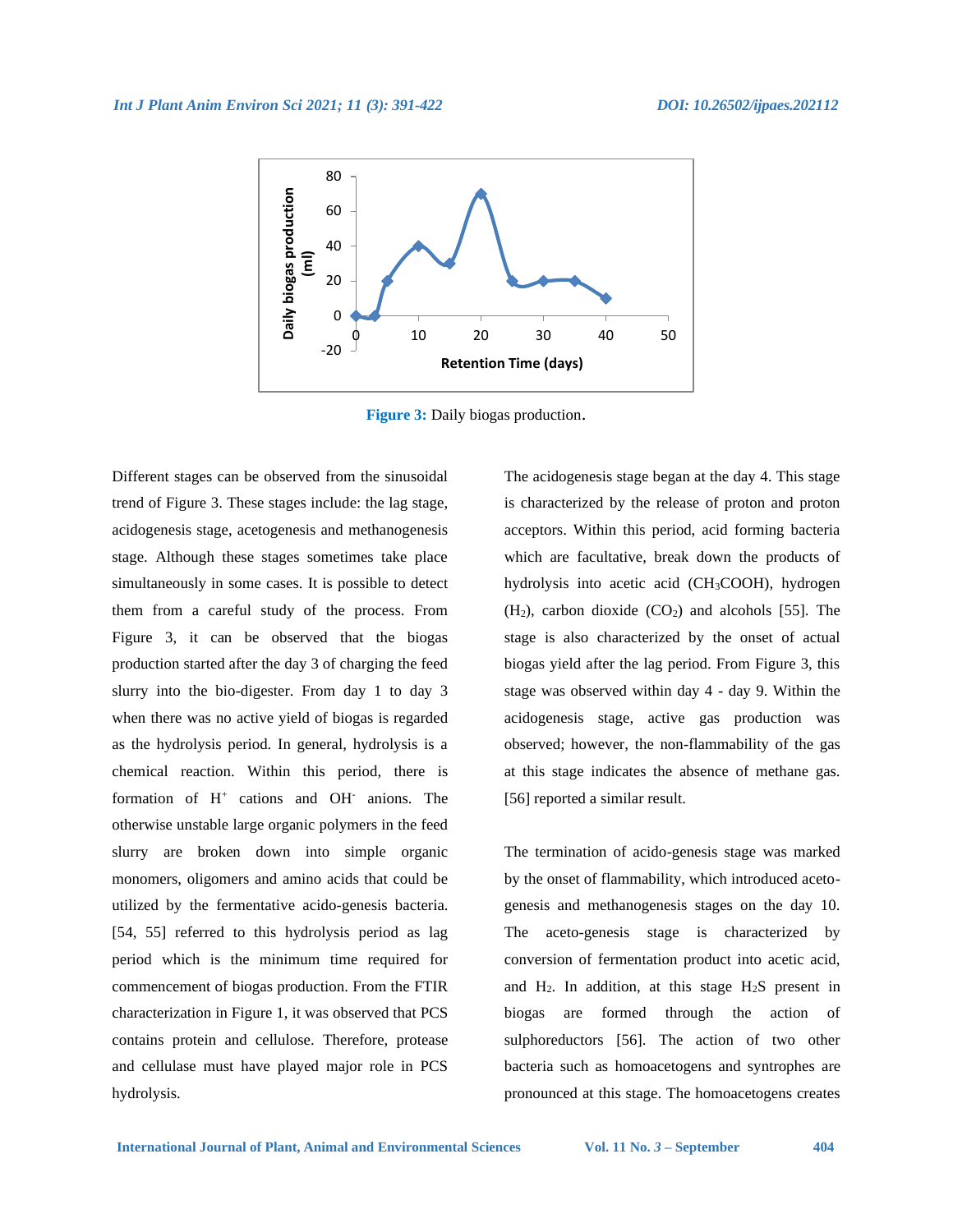Figure 3: Daily biogas production.

Different stages can be observed from the sinusoidal trend of Figure 3. These stages include: the lag stage, acidogenesis stage, acetogenesis and methanogenesis stage. Although these stages sometimes take place simultaneously in some cases. It is possible to detect them from a careful study of the process. From Figure 3, it can be observed that the biogas production started after the day 3 of charging the feed slurry into the bio-digester. From day 1 to day 3 when there was no active yield of biogas is regarded as the hydrolysis period. In general, hydrolysis is a chemical reaction. Within this period, there is formation of $H^+$ cations and $OH^-$ anions. The otherwise unstable large organic polymers in the feed slurry are broken down into simple organic monomers, oligomers and amino acids that could be utilized by the fermentative acido-genesis bacteria. [54, 55] referred to this hydrolysis period as lag period which is the minimum time required for commencement of biogas production. From the FTIR characterization in Figure 1, it was observed that PCS contains protein and cellulose. Therefore, protease and cellulase must have played major role in PCS hydrolysis.

The acidogenesis stage began at the day 4. This stage is characterized by the release of proton and proton acceptors. Within this period, acid forming bacteria which are facultative, break down the products of hydrolysis into acetic acid ($CH_3COOH$), hydrogen ($H_2$), carbon dioxide ($CO_2$) and alcohols [55]. The stage is also characterized by the onset of actual biogas yield after the lag period. From Figure 3, this stage was observed within day 4 - day 9. Within the acidogenesis stage, active gas production was observed; however, the non-flammability of the gas at this stage indicates the absence of methane gas. [56] reported a similar result.

The termination of acido-genesis stage was marked by the onset of flammability, which introduced aceto-genesis and methanogenesis stages on the day 10. The aceto-genesis stage is characterized by conversion of fermentation product into acetic acid, and $H_2$. In addition, at this stage $H_2S$ present in biogas are formed through the action of sulphoreductors [56]. The action of two other bacteria such as homoacetogens and syntrophes are pronounced at this stage. The homoacetogens creates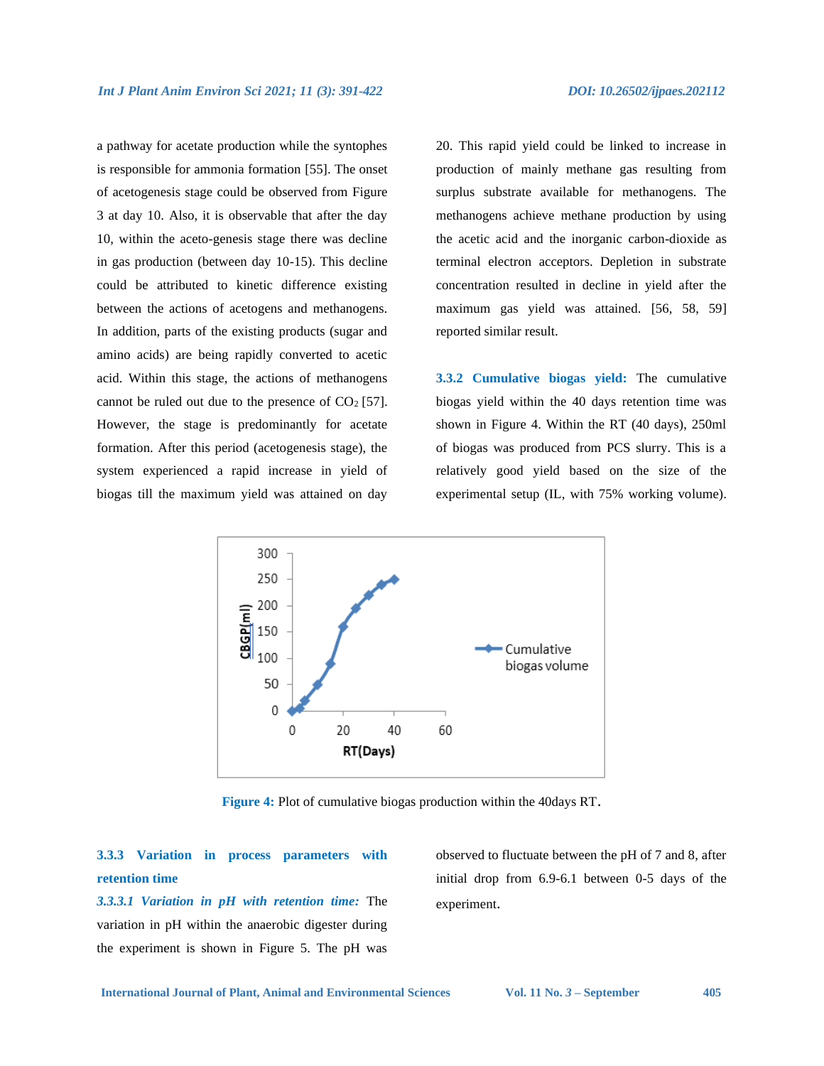a pathway for acetate production while the syntophes is responsible for ammonia formation [55]. The onset of acetogenesis stage could be observed from Figure 3 at day 10. Also, it is observable that after the day 10, within the aceto-genesis stage there was decline in gas production (between day 10-15). This decline could be attributed to kinetic difference existing between the actions of acetogens and methanogens. In addition, parts of the existing products (sugar and amino acids) are being rapidly converted to acetic acid. Within this stage, the actions of methanogens cannot be ruled out due to the presence of $CO_2$ [57]. However, the stage is predominantly for acetate formation. After this period (acetogenesis stage), the system experienced a rapid increase in yield of biogas till the maximum yield was attained on day 20. This rapid yield could be linked to increase in production of mainly methane gas resulting from surplus substrate available for methanogens. The methanogens achieve methane production by using the acetic acid and the inorganic carbon-dioxide as terminal electron acceptors. Depletion in substrate concentration resulted in decline in yield after the maximum gas yield was attained. [56, 58, 59] reported similar result.

**3.3.2 Cumulative biogas yield:** The cumulative biogas yield within the 40 days retention time was shown in Figure 4. Within the RT (40 days), 250ml of biogas was produced from PCS slurry. This is a relatively good yield based on the size of the experimental setup (IL, with 75% working volume).

**Figure 4:** Plot of cumulative biogas production within the 40days RT.

### 3.3.3 Variation in process parameters with retention time

***3.3.3.1 Variation in pH with retention time:*** The variation in pH within the anaerobic digester during the experiment is shown in Figure 5. The pH was observed to fluctuate between the pH of 7 and 8, after initial drop from 6.9-6.1 between 0-5 days of the experiment.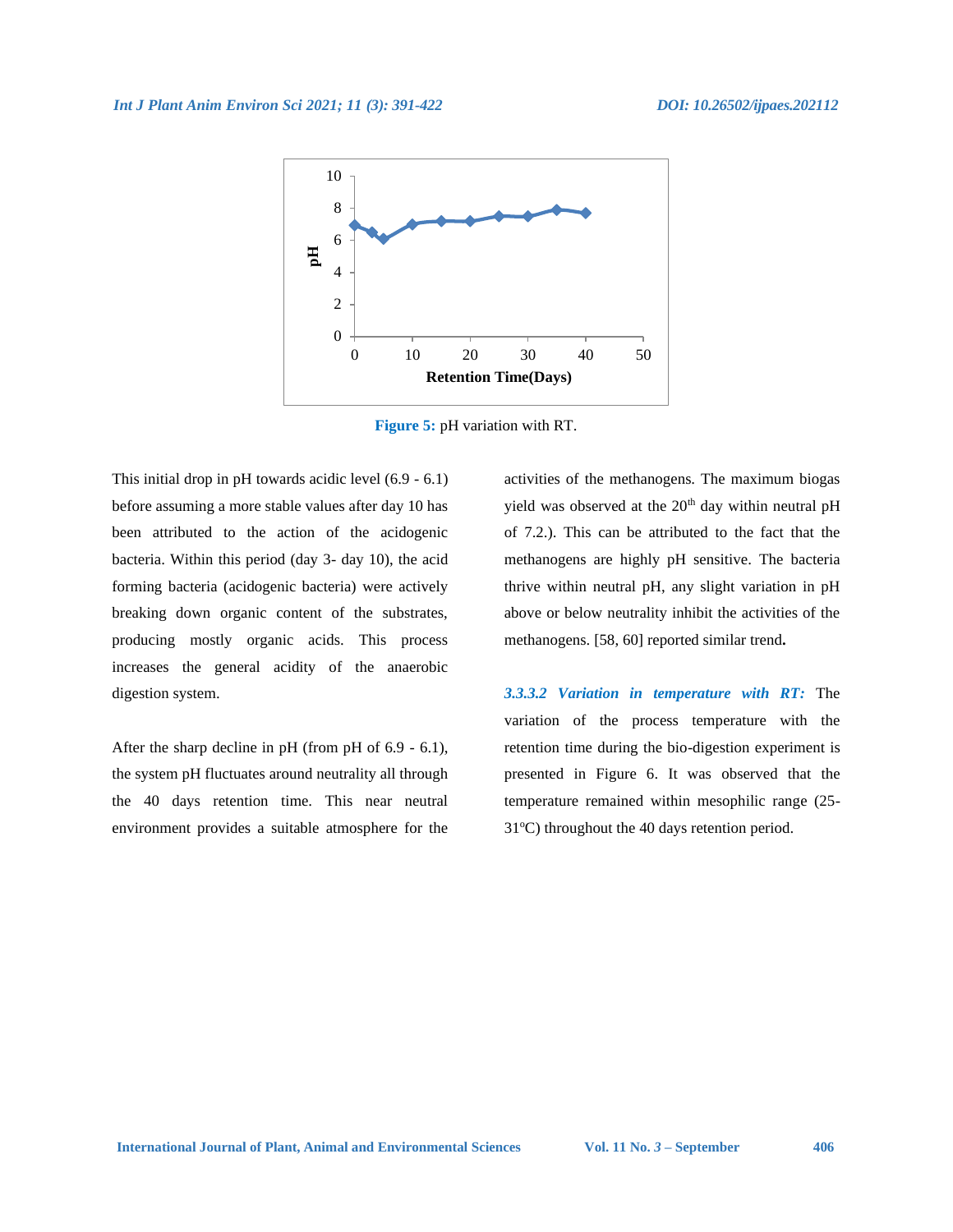Figure 5: pH variation with RT.

This initial drop in pH towards acidic level (6.9 - 6.1) before assuming a more stable values after day 10 has been attributed to the action of the acidogenic bacteria. Within this period (day 3- day 10), the acid forming bacteria (acidogenic bacteria) were actively breaking down organic content of the substrates, producing mostly organic acids. This process increases the general acidity of the anaerobic digestion system.

After the sharp decline in pH (from pH of 6.9 - 6.1), the system pH fluctuates around neutrality all through the 40 days retention time. This near neutral environment provides a suitable atmosphere for the activities of the methanogens. The maximum biogas yield was observed at the 20th day within neutral pH of 7.2.). This can be attributed to the fact that the methanogens are highly pH sensitive. The bacteria thrive within neutral pH, any slight variation in pH above or below neutrality inhibit the activities of the methanogens. [58, 60] reported similar trend**.**

***3.3.3.2 Variation in temperature with RT:*** The variation of the process temperature with the retention time during the bio-digestion experiment is presented in Figure 6. It was observed that the temperature remained within mesophilic range (25-31°C) throughout the 40 days retention period.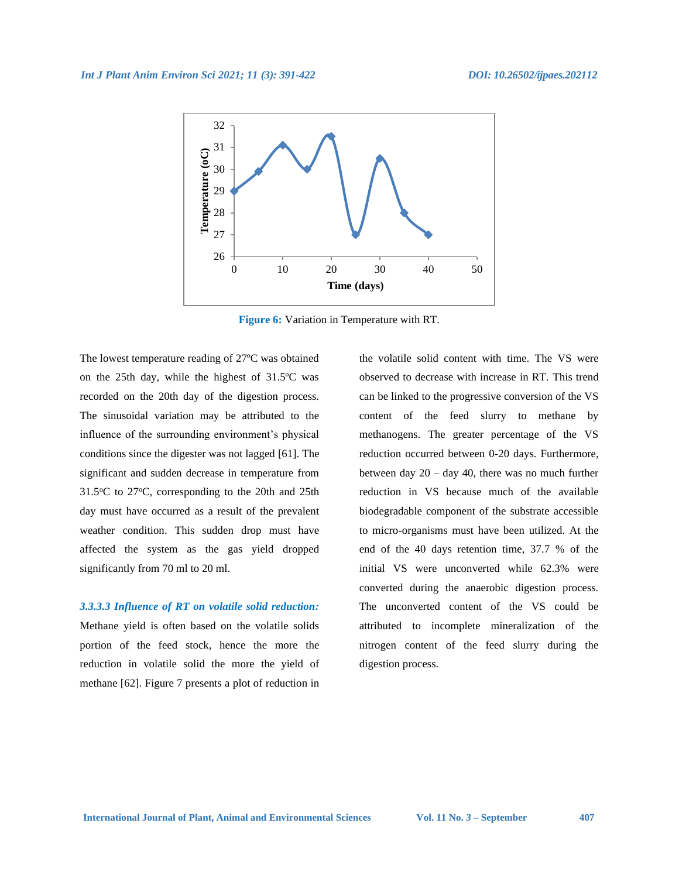Figure 6: Variation in Temperature with RT.

The lowest temperature reading of 27ºC was obtained on the 25th day, while the highest of 31.5ºC was recorded on the 20th day of the digestion process. The sinusoidal variation may be attributed to the influence of the surrounding environment's physical conditions since the digester was not lagged [61]. The significant and sudden decrease in temperature from 31.5ºC to 27ºC, corresponding to the 20th and 25th day must have occurred as a result of the prevalent weather condition. This sudden drop must have affected the system as the gas yield dropped significantly from 70 ml to 20 ml.

***3.3.3.3 Influence of RT on volatile solid reduction:*** Methane yield is often based on the volatile solids portion of the feed stock, hence the more the reduction in volatile solid the more the yield of methane [62]. Figure 7 presents a plot of reduction in the volatile solid content with time. The VS were observed to decrease with increase in RT. This trend can be linked to the progressive conversion of the VS content of the feed slurry to methane by methanogens. The greater percentage of the VS reduction occurred between 0-20 days. Furthermore, between day 20 – day 40, there was no much further reduction in VS because much of the available biodegradable component of the substrate accessible to micro-organisms must have been utilized. At the end of the 40 days retention time, 37.7 % of the initial VS were unconverted while 62.3% were converted during the anaerobic digestion process. The unconverted content of the VS could be attributed to incomplete mineralization of the nitrogen content of the feed slurry during the digestion process.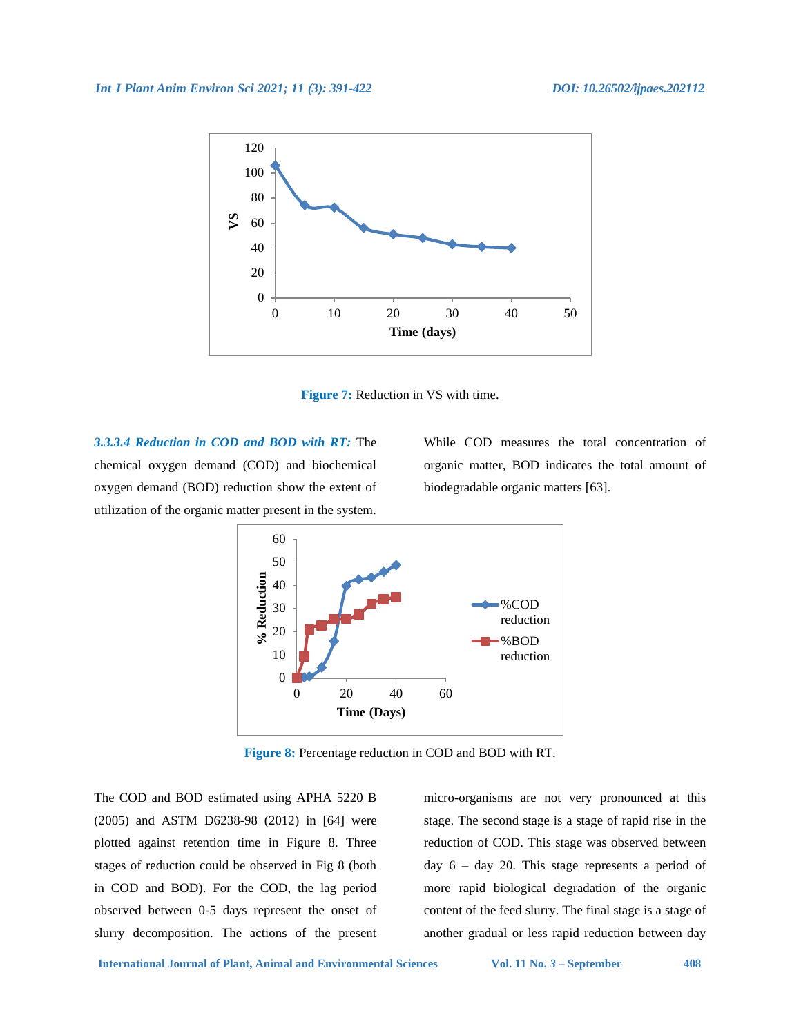Figure 7: Reduction in VS with time.

***3.3.3.4 Reduction in COD and BOD with RT:*** The chemical oxygen demand (COD) and biochemical oxygen demand (BOD) reduction show the extent of utilization of the organic matter present in the system. While COD measures the total concentration of organic matter, BOD indicates the total amount of biodegradable organic matters [63].

Figure 8: Percentage reduction in COD and BOD with RT.

The COD and BOD estimated using APHA 5220 B (2005) and ASTM D6238-98 (2012) in [64] were plotted against retention time in Figure 8. Three stages of reduction could be observed in Fig 8 (both in COD and BOD). For the COD, the lag period observed between 0-5 days represent the onset of slurry decomposition. The actions of the present micro-organisms are not very pronounced at this stage. The second stage is a stage of rapid rise in the reduction of COD. This stage was observed between day 6 – day 20. This stage represents a period of more rapid biological degradation of the organic content of the feed slurry. The final stage is a stage of another gradual or less rapid reduction between day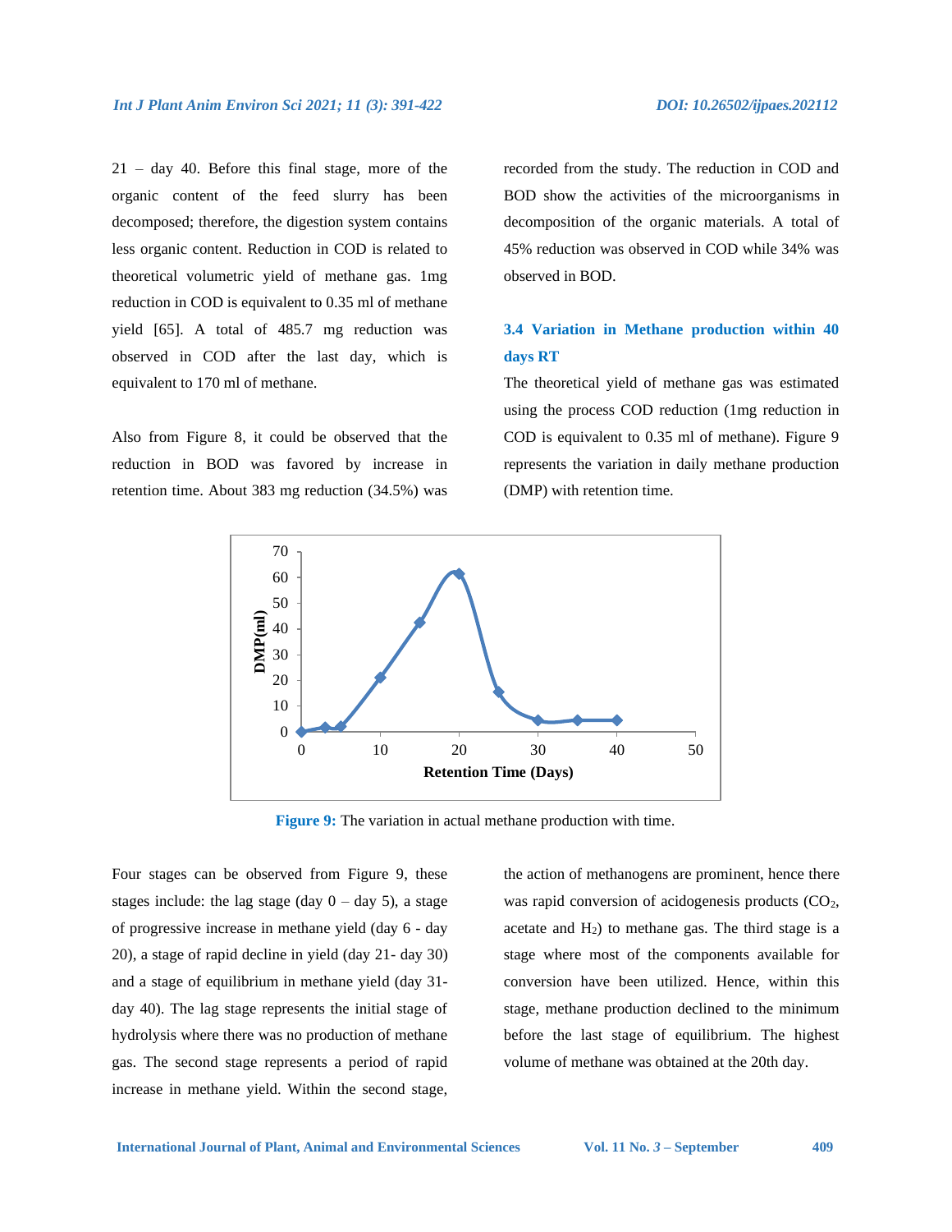21 – day 40. Before this final stage, more of the organic content of the feed slurry has been decomposed; therefore, the digestion system contains less organic content. Reduction in COD is related to theoretical volumetric yield of methane gas. 1mg reduction in COD is equivalent to 0.35 ml of methane yield [65]. A total of 485.7 mg reduction was observed in COD after the last day, which is equivalent to 170 ml of methane.

Also from Figure 8, it could be observed that the reduction in BOD was favored by increase in retention time. About 383 mg reduction (34.5%) was recorded from the study. The reduction in COD and BOD show the activities of the microorganisms in decomposition of the organic materials. A total of 45% reduction was observed in COD while 34% was observed in BOD.

### 3.4 Variation in Methane production within 40 days RT

The theoretical yield of methane gas was estimated using the process COD reduction (1mg reduction in COD is equivalent to 0.35 ml of methane). Figure 9 represents the variation in daily methane production (DMP) with retention time.

**Figure 9:** The variation in actual methane production with time.

Four stages can be observed from Figure 9, these stages include: the lag stage (day 0 – day 5), a stage of progressive increase in methane yield (day 6 - day 20), a stage of rapid decline in yield (day 21- day 30) and a stage of equilibrium in methane yield (day 31- day 40). The lag stage represents the initial stage of hydrolysis where there was no production of methane gas. The second stage represents a period of rapid increase in methane yield. Within the second stage, the action of methanogens are prominent, hence there was rapid conversion of acidogenesis products ($CO_2$, acetate and $H_2$) to methane gas. The third stage is a stage where most of the components available for conversion have been utilized. Hence, within this stage, methane production declined to the minimum before the last stage of equilibrium. The highest volume of methane was obtained at the 20th day.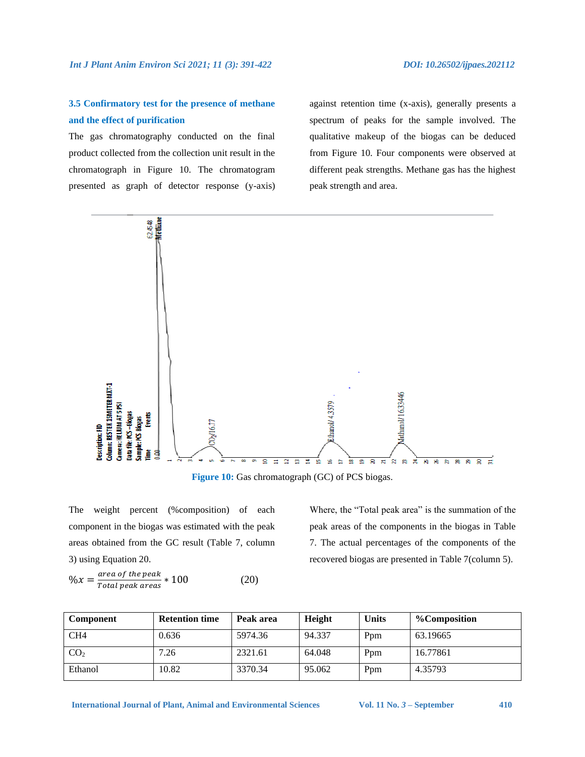### 3.5 Confirmatory test for the presence of methane and the effect of purification

The gas chromatography conducted on the final product collected from the collection unit result in the chromatograph in Figure 10. The chromatogram presented as graph of detector response (y-axis) against retention time (x-axis), generally presents a spectrum of peaks for the sample involved. The qualitative makeup of the biogas can be deduced from Figure 10. Four components were observed at different peak strengths. Methane gas has the highest peak strength and area.

**Figure 10:** Gas chromatograph (GC) of PCS biogas.

The weight percent (%composition) of each component in the biogas was estimated with the peak areas obtained from the GC result (Table 7, column 3) using Equation 20.

$$\%x = \frac{area\ of\ the\ peak}{Total\ peak\ areas} * 100 \qquad (20)$$

Where, the "Total peak area" is the summation of the peak areas of the components in the biogas in Table 7. The actual percentages of the components of the recovered biogas are presented in Table 7(column 5).

| Component | Retention time | Peak area | Height | Units | %Composition |
|---|---|---|---|---|---|
| CH4 | 0.636 | 5974.36 | 94.337 | Ppm | 63.19665 |
| $CO_2$ | 7.26 | 2321.61 | 64.048 | Ppm | 16.77861 |
| Ethanol | 10.82 | 3370.34 | 95.062 | Ppm | 4.35793 |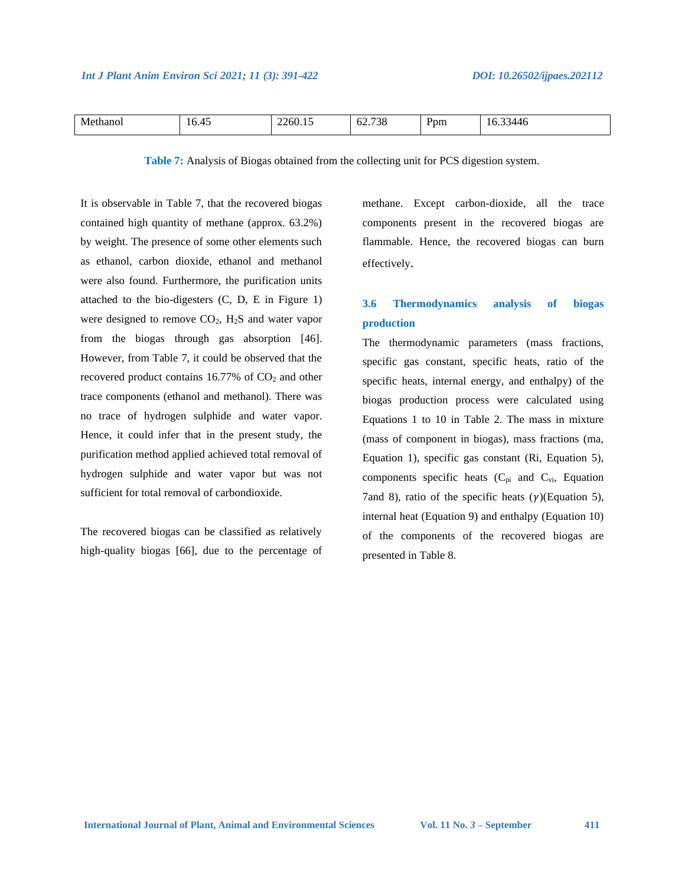| Methanol | 16.45 | 2260.15 | 62.738 | Ppm | 16.33446 |
|---|---|---|---|---|---|

**Table 7:** Analysis of Biogas obtained from the collecting unit for PCS digestion system.

It is observable in Table 7, that the recovered biogas contained high quantity of methane (approx. 63.2%) by weight. The presence of some other elements such as ethanol, carbon dioxide, ethanol and methanol were also found. Furthermore, the purification units attached to the bio-digesters (C, D, E in Figure 1) were designed to remove $CO_2$, $H_2S$ and water vapor from the biogas through gas absorption [46]. However, from Table 7, it could be observed that the recovered product contains 16.77% of $CO_2$ and other trace components (ethanol and methanol). There was no trace of hydrogen sulphide and water vapor. Hence, it could infer that in the present study, the purification method applied achieved total removal of hydrogen sulphide and water vapor but was not sufficient for total removal of carbondioxide.

The recovered biogas can be classified as relatively high-quality biogas [66], due to the percentage of methane. Except carbon-dioxide, all the trace components present in the recovered biogas are flammable. Hence, the recovered biogas can burn effectively.

## 3.6 Thermodynamics analysis of biogas production

The thermodynamic parameters (mass fractions, specific gas constant, specific heats, ratio of the specific heats, internal energy, and enthalpy) of the biogas production process were calculated using Equations 1 to 10 in Table 2. The mass in mixture (mass of component in biogas), mass fractions (ma, Equation 1), specific gas constant (Ri, Equation 5), components specific heats ($C_{pi}$ and $C_{vi}$, Equation 7and 8), ratio of the specific heats ($\gamma$)(Equation 5), internal heat (Equation 9) and enthalpy (Equation 10) of the components of the recovered biogas are presented in Table 8.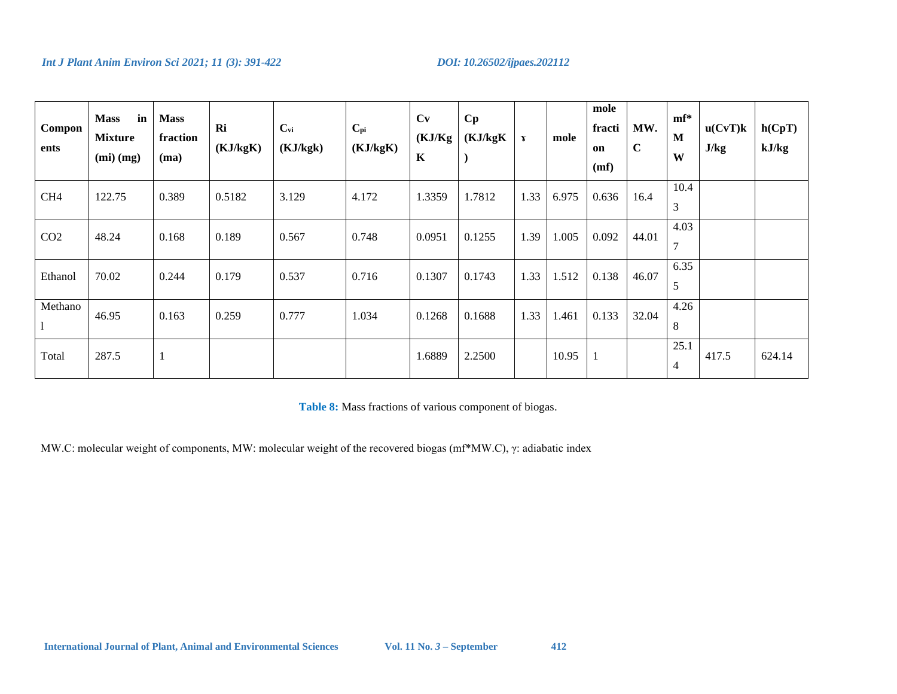| Components | Mass in Mixture (mi) (mg) | Mass fraction (ma) | Ri (KJ/kgK) | $C_{vi}$ (KJ/kgk) | $C_{pi}$ (KJ/kgK) | Cv (KJ/Kg K | Cp (KJ/kgK ) | ɤ | mole | mole fraction (mf) | MW. C | mf* M W | u(CvT)kJ/kg | h(CpT) kJ/kg |
|---|---|---|---|---|---|---|---|---|---|---|---|---|---|---|
| $CH_4$ | 122.75 | 0.389 | 0.5182 | 3.129 | 4.172 | 1.3359 | 1.7812 | 1.33 | 6.975 | 0.636 | 16.4 | 10.43 | | |
| $CO_2$ | 48.24 | 0.168 | 0.189 | 0.567 | 0.748 | 0.0951 | 0.1255 | 1.39 | 1.005 | 0.092 | 44.01 | 4.037 | | |
| Ethanol | 70.02 | 0.244 | 0.179 | 0.537 | 0.716 | 0.1307 | 0.1743 | 1.33 | 1.512 | 0.138 | 46.07 | 6.355 | | |
| Methanol | 46.95 | 0.163 | 0.259 | 0.777 | 1.034 | 0.1268 | 0.1688 | 1.33 | 1.461 | 0.133 | 32.04 | 4.268 | | |
| Total | 287.5 | 1 | | | | 1.6889 | 2.2500 | | 10.95 | 1 | | 25.14 | 417.5 | 624.14 |

**Table 8:** Mass fractions of various component of biogas.

MW.C: molecular weight of components, MW: molecular weight of the recovered biogas (mf*MW.C), γ: adiabatic index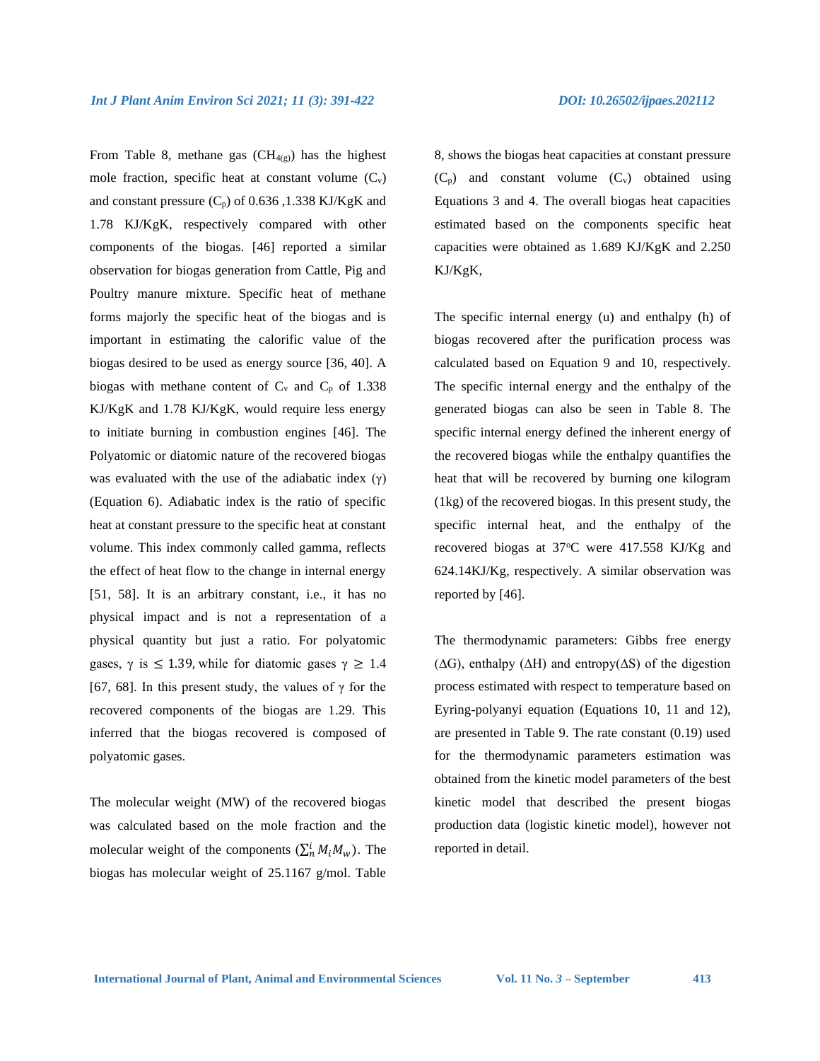From Table 8, methane gas ($CH_{4(g)}$) has the highest mole fraction, specific heat at constant volume ($C_v$) and constant pressure ($C_p$) of 0.636 ,1.338 KJ/KgK and 1.78 KJ/KgK, respectively compared with other components of the biogas. [46] reported a similar observation for biogas generation from Cattle, Pig and Poultry manure mixture. Specific heat of methane forms majorly the specific heat of the biogas and is important in estimating the calorific value of the biogas desired to be used as energy source [36, 40]. A biogas with methane content of $C_v$ and $C_p$ of 1.338 KJ/KgK and 1.78 KJ/KgK, would require less energy to initiate burning in combustion engines [46]. The Polyatomic or diatomic nature of the recovered biogas was evaluated with the use of the adiabatic index ($\gamma$) (Equation 6). Adiabatic index is the ratio of specific heat at constant pressure to the specific heat at constant volume. This index commonly called gamma, reflects the effect of heat flow to the change in internal energy [51, 58]. It is an arbitrary constant, i.e., it has no physical impact and is not a representation of a physical quantity but just a ratio. For polyatomic gases, $\gamma$ is $\leq 1.39$, while for diatomic gases $\gamma \geq 1.4$ [67, 68]. In this present study, the values of $\gamma$ for the recovered components of the biogas are 1.29. This inferred that the biogas recovered is composed of polyatomic gases.

The molecular weight (MW) of the recovered biogas was calculated based on the mole fraction and the molecular weight of the components ($\sum_n^i M_i M_w$). The biogas has molecular weight of 25.1167 g/mol. Table 8, shows the biogas heat capacities at constant pressure ($C_p$) and constant volume ($C_v$) obtained using Equations 3 and 4. The overall biogas heat capacities estimated based on the components specific heat capacities were obtained as 1.689 KJ/KgK and 2.250 KJ/KgK,

The specific internal energy (u) and enthalpy (h) of biogas recovered after the purification process was calculated based on Equation 9 and 10, respectively. The specific internal energy and the enthalpy of the generated biogas can also be seen in Table 8. The specific internal energy defined the inherent energy of the recovered biogas while the enthalpy quantifies the heat that will be recovered by burning one kilogram (1kg) of the recovered biogas. In this present study, the specific internal heat, and the enthalpy of the recovered biogas at 37$^o$C were 417.558 KJ/Kg and 624.14KJ/Kg, respectively. A similar observation was reported by [46].

The thermodynamic parameters: Gibbs free energy ($\Delta$G), enthalpy ($\Delta$H) and entropy($\Delta$S) of the digestion process estimated with respect to temperature based on Eyring-polyanyi equation (Equations 10, 11 and 12), are presented in Table 9. The rate constant (0.19) used for the thermodynamic parameters estimation was obtained from the kinetic model parameters of the best kinetic model that described the present biogas production data (logistic kinetic model), however not reported in detail.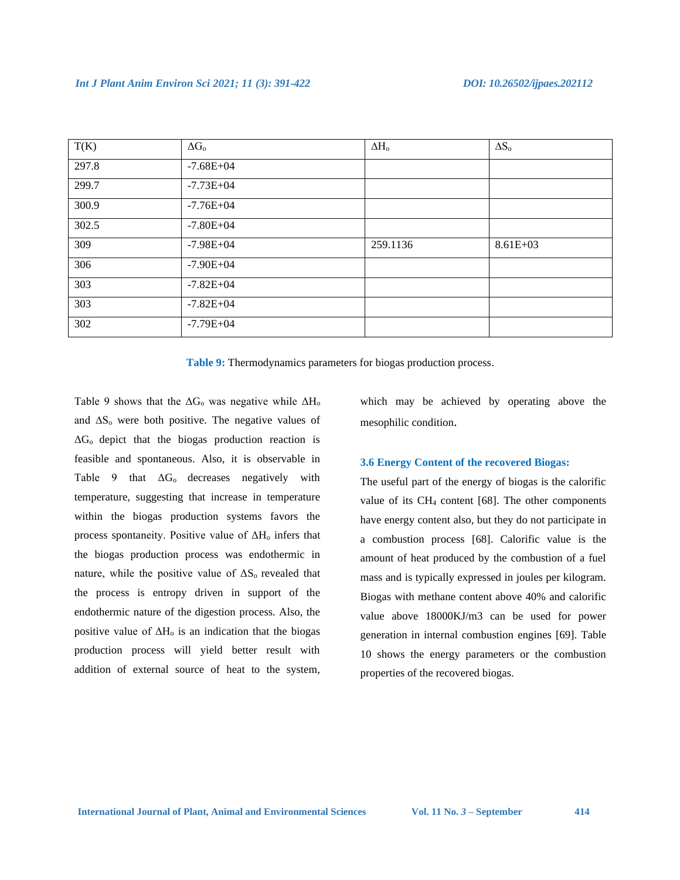| T(K) | $\Delta G_o$ | $\Delta H_o$ | $\Delta S_o$ |
|---|---|---|---|
| 297.8 | -7.68E+04 | | |
| 299.7 | -7.73E+04 | | |
| 300.9 | -7.76E+04 | | |
| 302.5 | -7.80E+04 | | |
| 309 | -7.98E+04 | 259.1136 | 8.61E+03 |
| 306 | -7.90E+04 | | |
| 303 | -7.82E+04 | | |
| 303 | -7.82E+04 | | |
| 302 | -7.79E+04 | | |

**Table 9:** Thermodynamics parameters for biogas production process.

Table 9 shows that the $\Delta G_o$ was negative while $\Delta H_o$ and $\Delta S_o$ were both positive. The negative values of $\Delta G_o$ depict that the biogas production reaction is feasible and spontaneous. Also, it is observable in Table 9 that $\Delta G_o$ decreases negatively with temperature, suggesting that increase in temperature within the biogas production systems favors the process spontaneity. Positive value of $\Delta H_o$ infers that the biogas production process was endothermic in nature, while the positive value of $\Delta S_o$ revealed that the process is entropy driven in support of the endothermic nature of the digestion process. Also, the positive value of $\Delta H_o$ is an indication that the biogas production process will yield better result with addition of external source of heat to the system, which may be achieved by operating above the mesophilic condition.

### 3.6 Energy Content of the recovered Biogas:

The useful part of the energy of biogas is the calorific value of its $CH_4$ content [68]. The other components have energy content also, but they do not participate in a combustion process [68]. Calorific value is the amount of heat produced by the combustion of a fuel mass and is typically expressed in joules per kilogram. Biogas with methane content above 40% and calorific value above 18000KJ/m3 can be used for power generation in internal combustion engines [69]. Table 10 shows the energy parameters or the combustion properties of the recovered biogas.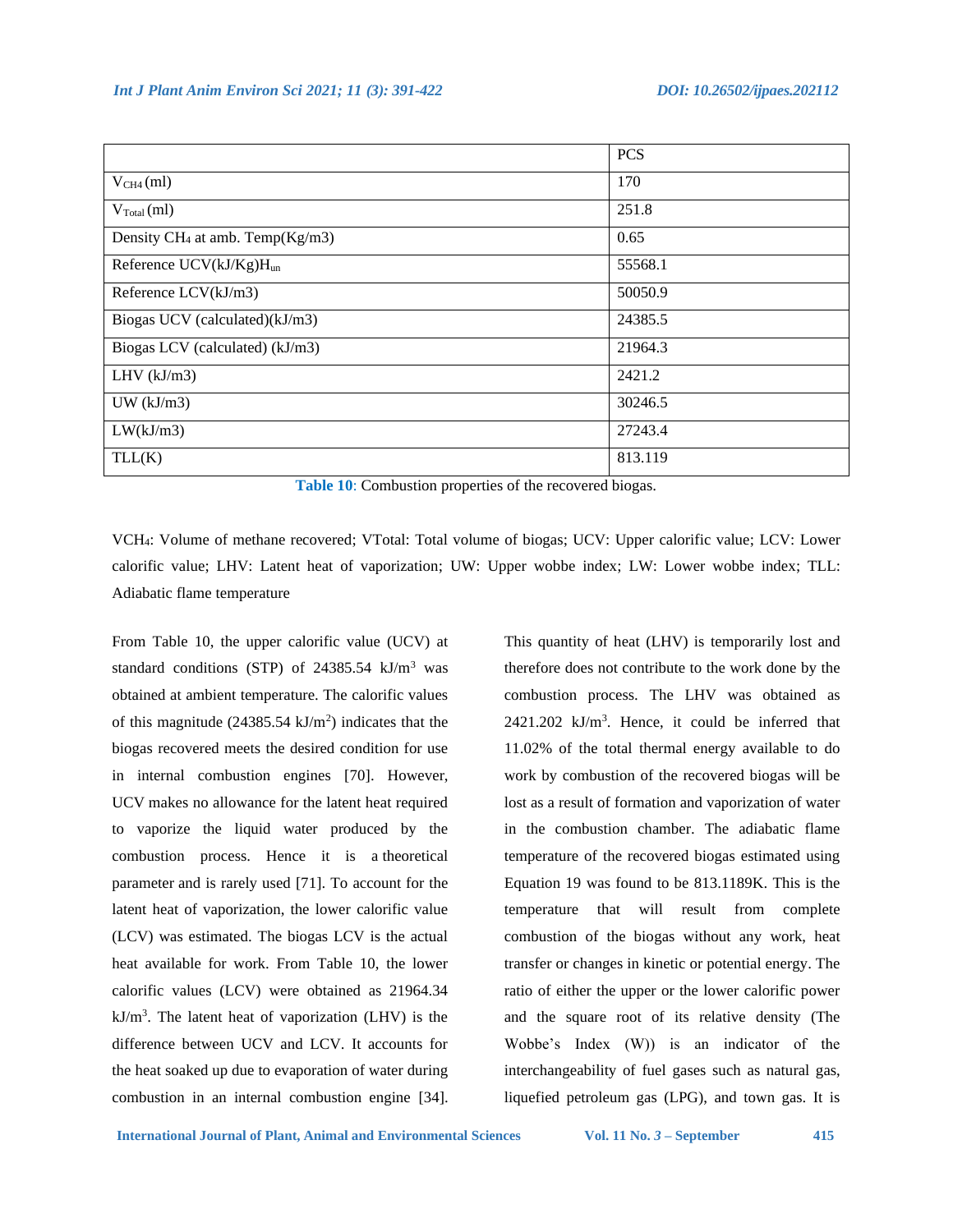| | PCS |
|---|---|
| $V_{CH4}$ (ml) | 170 |
| $V_{Total}$ (ml) | 251.8 |
| Density $CH_4$ at amb. Temp(Kg/m3) | 0.65 |
| Reference UCV(kJ/Kg)$H_{un}$ | 55568.1 |
| Reference LCV(kJ/m3) | 50050.9 |
| Biogas UCV (calculated)(kJ/m3) | 24385.5 |
| Biogas LCV (calculated) (kJ/m3) | 21964.3 |
| LHV (kJ/m3) | 2421.2 |
| UW (kJ/m3) | 30246.5 |
| LW(kJ/m3) | 27243.4 |
| TLL(K) | 813.119 |

**Table 10**: Combustion properties of the recovered biogas.

$VCH_4$: Volume of methane recovered; VTotal: Total volume of biogas; UCV: Upper calorific value; LCV: Lower calorific value; LHV: Latent heat of vaporization; UW: Upper wobbe index; LW: Lower wobbe index; TLL: Adiabatic flame temperature

From Table 10, the upper calorific value (UCV) at standard conditions (STP) of 24385.54 kJ/m$^3$ was obtained at ambient temperature. The calorific values of this magnitude (24385.54 kJ/m$^2$) indicates that the biogas recovered meets the desired condition for use in internal combustion engines [70]. However, UCV makes no allowance for the latent heat required to vaporize the liquid water produced by the combustion process. Hence it is a theoretical parameter and is rarely used [71]. To account for the latent heat of vaporization, the lower calorific value (LCV) was estimated. The biogas LCV is the actual heat available for work. From Table 10, the lower calorific values (LCV) were obtained as 21964.34 kJ/m$^3$. The latent heat of vaporization (LHV) is the difference between UCV and LCV. It accounts for the heat soaked up due to evaporation of water during combustion in an internal combustion engine [34]. This quantity of heat (LHV) is temporarily lost and therefore does not contribute to the work done by the combustion process. The LHV was obtained as 2421.202 kJ/m$^3$. Hence, it could be inferred that 11.02% of the total thermal energy available to do work by combustion of the recovered biogas will be lost as a result of formation and vaporization of water in the combustion chamber. The adiabatic flame temperature of the recovered biogas estimated using Equation 19 was found to be 813.1189K. This is the temperature that will result from complete combustion of the biogas without any work, heat transfer or changes in kinetic or potential energy. The ratio of either the upper or the lower calorific power and the square root of its relative density (The Wobbe's Index (W)) is an indicator of the interchangeability of fuel gases such as natural gas, liquefied petroleum gas (LPG), and town gas. It is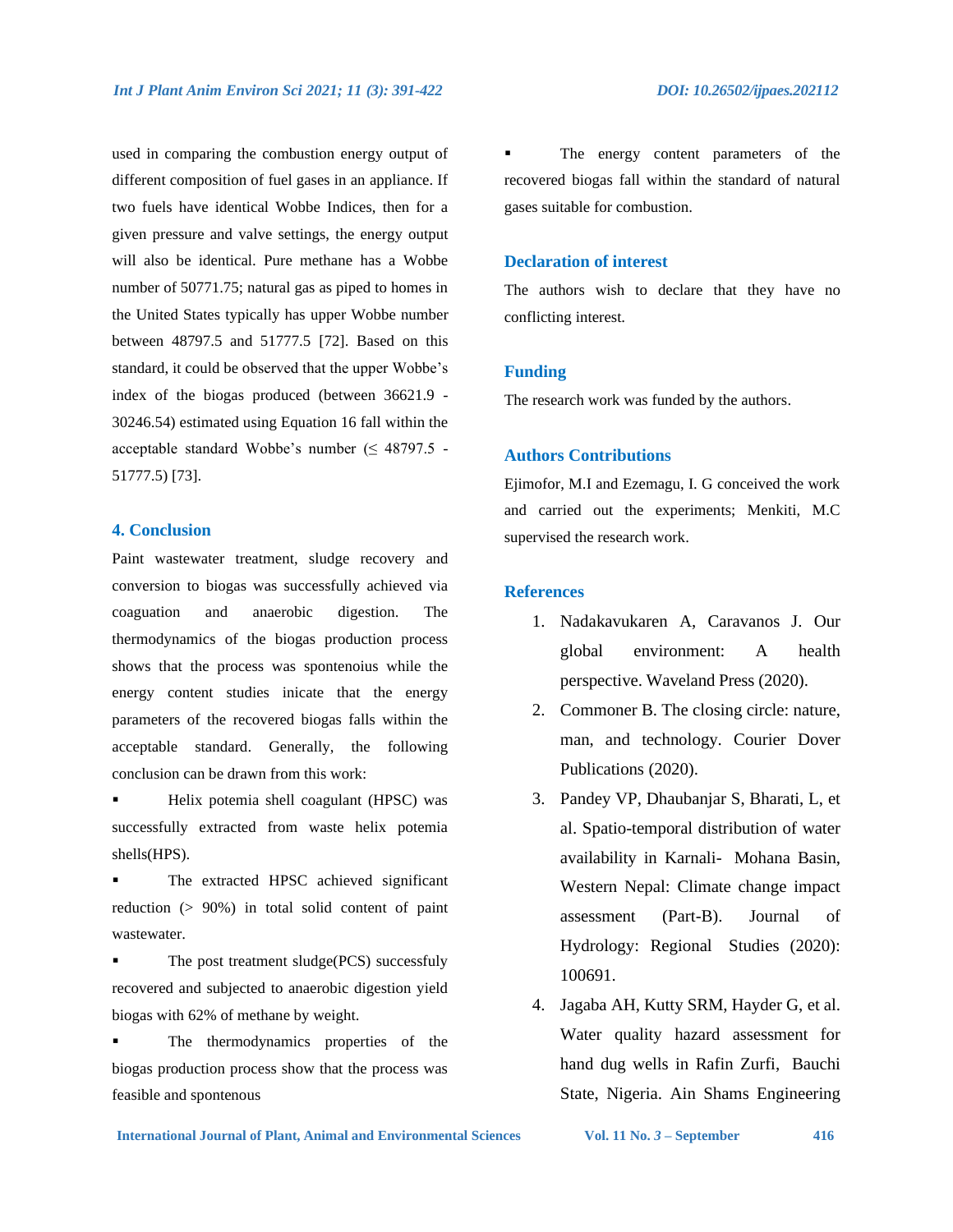used in comparing the combustion energy output of different composition of fuel gases in an appliance. If two fuels have identical Wobbe Indices, then for a given pressure and valve settings, the energy output will also be identical. Pure methane has a Wobbe number of 50771.75; natural gas as piped to homes in the United States typically has upper Wobbe number between 48797.5 and 51777.5 [72]. Based on this standard, it could be observed that the upper Wobbe's index of the biogas produced (between 36621.9 - 30246.54) estimated using Equation 16 fall within the acceptable standard Wobbe's number (≤ 48797.5 - 51777.5) [73].

## 4. Conclusion

Paint wastewater treatment, sludge recovery and conversion to biogas was successfully achieved via coagulation and anaerobic digestion. The thermodynamics of the biogas production process shows that the process was spontenoius while the energy content studies inicate that the energy parameters of the recovered biogas falls within the acceptable standard. Generally, the following conclusion can be drawn from this work:

- Helix potemia shell coagulant (HPSC) was successfully extracted from waste helix potemia shells(HPS).
- The extracted HPSC achieved significant reduction (> 90%) in total solid content of paint wastewater.
- The post treatment sludge(PCS) successfuly recovered and subjected to anaerobic digestion yield biogas with 62% of methane by weight.
- The thermodynamics properties of the biogas production process show that the process was feasible and spontenous
- The energy content parameters of the recovered biogas fall within the standard of natural gases suitable for combustion.

## Declaration of interest

The authors wish to declare that they have no conflicting interest.

## Funding

The research work was funded by the authors.

## Authors Contributions

Ejimofor, M.I and Ezemagu, I. G conceived the work and carried out the experiments; Menkiti, M.C supervised the research work.

## References

1. Nadakavukaren A, Caravanos J. Our global environment: A health perspective. Waveland Press (2020).
2. Commoner B. The closing circle: nature, man, and technology. Courier Dover Publications (2020).
3. Pandey VP, Dhaubanjar S, Bharati, L, et al. Spatio-temporal distribution of water availability in Karnali- Mohana Basin, Western Nepal: Climate change impact assessment (Part-B). Journal of Hydrology: Regional Studies (2020): 100691.
4. Jagaba AH, Kutty SRM, Hayder G, et al. Water quality hazard assessment for hand dug wells in Rafin Zurfi, Bauchi State, Nigeria. Ain Shams Engineering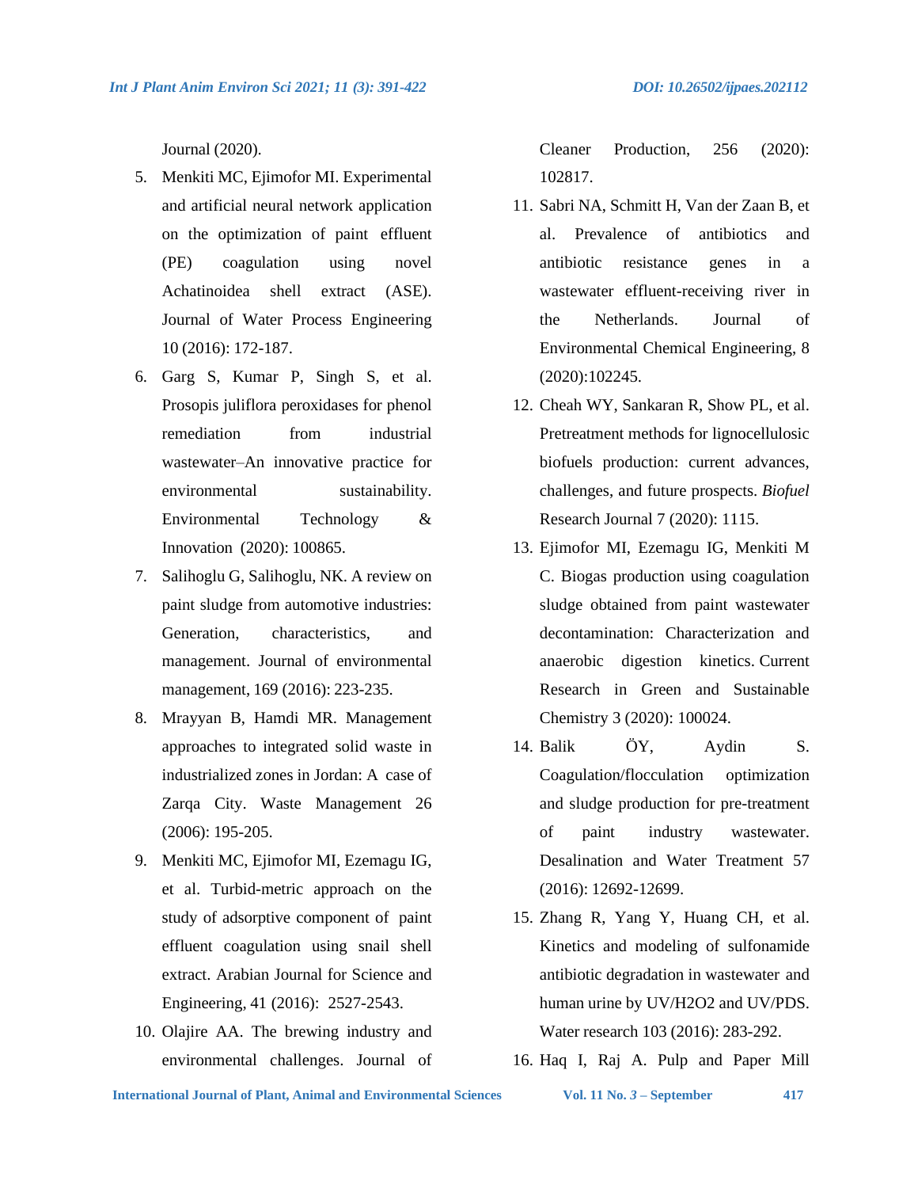Journal (2020).

5. Menkiti MC, Ejimofor MI. Experimental and artificial neural network application on the optimization of paint effluent (PE) coagulation using novel Achatinoidea shell extract (ASE). Journal of Water Process Engineering 10 (2016): 172-187.
6. Garg S, Kumar P, Singh S, et al. Prosopis juliflora peroxidases for phenol remediation from industrial wastewater–An innovative practice for environmental sustainability. Environmental Technology & Innovation (2020): 100865.
7. Salihoglu G, Salihoglu, NK. A review on paint sludge from automotive industries: Generation, characteristics, and management. Journal of environmental management, 169 (2016): 223-235.
8. Mrayyan B, Hamdi MR. Management approaches to integrated solid waste in industrialized zones in Jordan: A case of Zarqa City. Waste Management 26 (2006): 195-205.
9. Menkiti MC, Ejimofor MI, Ezemagu IG, et al. Turbid-metric approach on the study of adsorptive component of paint effluent coagulation using snail shell extract. Arabian Journal for Science and Engineering, 41 (2016): 2527-2543.
10. Olajire AA. The brewing industry and environmental challenges. Journal of Cleaner Production, 256 (2020): 102817.
11. Sabri NA, Schmitt H, Van der Zaan B, et al. Prevalence of antibiotics and antibiotic resistance genes in a wastewater effluent-receiving river in the Netherlands. Journal of Environmental Chemical Engineering, 8 (2020):102245.
12. Cheah WY, Sankaran R, Show PL, et al. Pretreatment methods for lignocellulosic biofuels production: current advances, challenges, and future prospects. *Biofuel* Research Journal 7 (2020): 1115.
13. Ejimofor MI, Ezemagu IG, Menkiti M C. Biogas production using coagulation sludge obtained from paint wastewater decontamination: Characterization and anaerobic digestion kinetics. Current Research in Green and Sustainable Chemistry 3 (2020): 100024.
14. Balik ÖY, Aydin S. Coagulation/flocculation optimization and sludge production for pre-treatment of paint industry wastewater. Desalination and Water Treatment 57 (2016): 12692-12699.
15. Zhang R, Yang Y, Huang CH, et al. Kinetics and modeling of sulfonamide antibiotic degradation in wastewater and human urine by UV/$H_2O_2$ and UV/PDS. Water research 103 (2016): 283-292.
16. Haq I, Raj A. Pulp and Paper Mill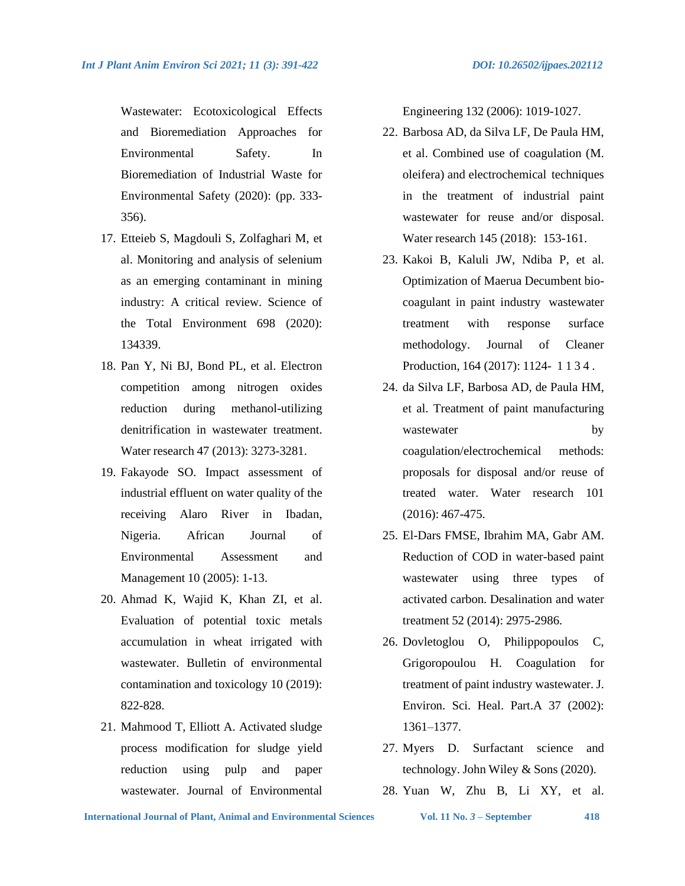Wastewater: Ecotoxicological Effects and Bioremediation Approaches for Environmental Safety. In Bioremediation of Industrial Waste for Environmental Safety (2020): (pp. 333-356).

17. Etteieb S, Magdouli S, Zolfaghari M, et al. Monitoring and analysis of selenium as an emerging contaminant in mining industry: A critical review. Science of the Total Environment 698 (2020): 134339.
18. Pan Y, Ni BJ, Bond PL, et al. Electron competition among nitrogen oxides reduction during methanol-utilizing denitrification in wastewater treatment. Water research 47 (2013): 3273-3281.
19. Fakayode SO. Impact assessment of industrial effluent on water quality of the receiving Alaro River in Ibadan, Nigeria. African Journal of Environmental Assessment and Management 10 (2005): 1-13.
20. Ahmad K, Wajid K, Khan ZI, et al. Evaluation of potential toxic metals accumulation in wheat irrigated with wastewater. Bulletin of environmental contamination and toxicology 10 (2019): 822-828.
21. Mahmood T, Elliott A. Activated sludge process modification for sludge yield reduction using pulp and paper wastewater. Journal of Environmental Engineering 132 (2006): 1019-1027.
22. Barbosa AD, da Silva LF, De Paula HM, et al. Combined use of coagulation (M. oleifera) and electrochemical techniques in the treatment of industrial paint wastewater for reuse and/or disposal. Water research 145 (2018): 153-161.
23. Kakoi B, Kaluli JW, Ndiba P, et al. Optimization of Maerua Decumbent bio-coagulant in paint industry wastewater treatment with response surface methodology. Journal of Cleaner Production, 164 (2017): 1124- 1134.
24. da Silva LF, Barbosa AD, de Paula HM, et al. Treatment of paint manufacturing wastewater by coagulation/electrochemical methods: proposals for disposal and/or reuse of treated water. Water research 101 (2016): 467-475.
25. El-Dars FMSE, Ibrahim MA, Gabr AM. Reduction of COD in water-based paint wastewater using three types of activated carbon. Desalination and water treatment 52 (2014): 2975-2986.
26. Dovletoglou O, Philippopoulos C, Grigoropoulou H. Coagulation for treatment of paint industry wastewater. J. Environ. Sci. Heal. Part.A 37 (2002): 1361–1377.
27. Myers D. Surfactant science and technology. John Wiley & Sons (2020).
28. Yuan W, Zhu B, Li XY, et al.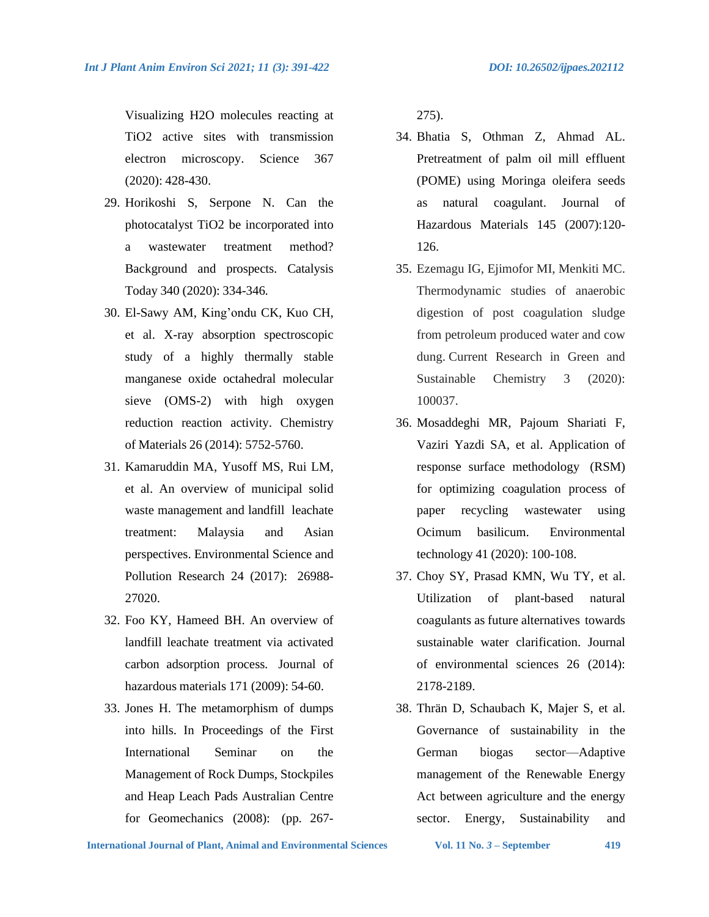Visualizing $H_2O$ molecules reacting at $TiO_2$ active sites with transmission electron microscopy. Science 367 (2020): 428-430.

29. Horikoshi S, Serpone N. Can the photocatalyst $TiO_2$ be incorporated into a wastewater treatment method? Background and prospects. Catalysis Today 340 (2020): 334-346.
30. El-Sawy AM, King'ondu CK, Kuo CH, et al. X-ray absorption spectroscopic study of a highly thermally stable manganese oxide octahedral molecular sieve (OMS-2) with high oxygen reduction reaction activity. Chemistry of Materials 26 (2014): 5752-5760.
31. Kamaruddin MA, Yusoff MS, Rui LM, et al. An overview of municipal solid waste management and landfill leachate treatment: Malaysia and Asian perspectives. Environmental Science and Pollution Research 24 (2017): 26988-27020.
32. Foo KY, Hameed BH. An overview of landfill leachate treatment via activated carbon adsorption process. Journal of hazardous materials 171 (2009): 54-60.
33. Jones H. The metamorphism of dumps into hills. In Proceedings of the First International Seminar on the Management of Rock Dumps, Stockpiles and Heap Leach Pads Australian Centre for Geomechanics (2008): (pp. 267-275).
34. Bhatia S, Othman Z, Ahmad AL. Pretreatment of palm oil mill effluent (POME) using Moringa oleifera seeds as natural coagulant. Journal of Hazardous Materials 145 (2007):120-126.
35. Ezemagu IG, Ejimofor MI, Menkiti MC. Thermodynamic studies of anaerobic digestion of post coagulation sludge from petroleum produced water and cow dung. Current Research in Green and Sustainable Chemistry 3 (2020): 100037.
36. Mosaddeghi MR, Pajoum Shariati F, Vaziri Yazdi SA, et al. Application of response surface methodology (RSM) for optimizing coagulation process of paper recycling wastewater using Ocimum basilicum. Environmental technology 41 (2020): 100-108.
37. Choy SY, Prasad KMN, Wu TY, et al. Utilization of plant-based natural coagulants as future alternatives towards sustainable water clarification. Journal of environmental sciences 26 (2014): 2178-2189.
38. Thrän D, Schaubach K, Majer S, et al. Governance of sustainability in the German biogas sector—Adaptive management of the Renewable Energy Act between agriculture and the energy sector. Energy, Sustainability and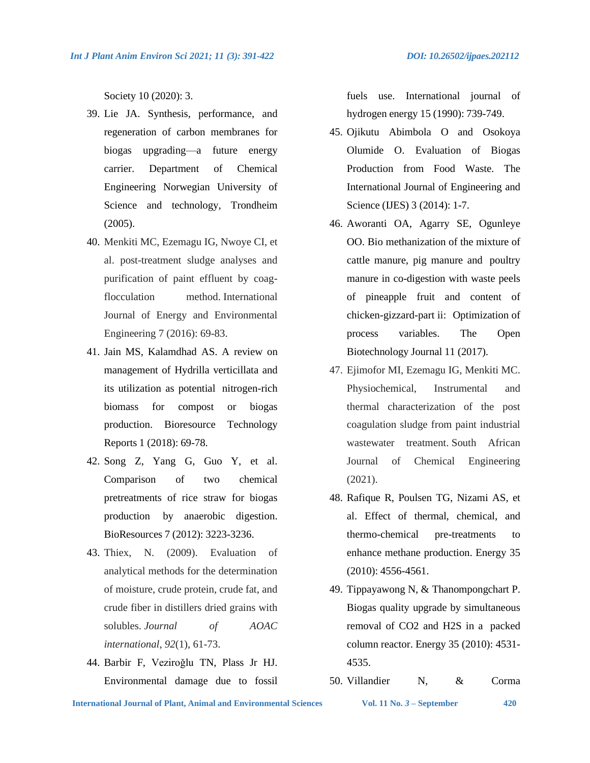Society 10 (2020): 3.

39. Lie JA. Synthesis, performance, and regeneration of carbon membranes for biogas upgrading—a future energy carrier. Department of Chemical Engineering Norwegian University of Science and technology, Trondheim (2005).
40. Menkiti MC, Ezemagu IG, Nwoye CI, et al. post-treatment sludge analyses and purification of paint effluent by coag-flocculation method. International Journal of Energy and Environmental Engineering 7 (2016): 69-83.
41. Jain MS, Kalamdhad AS. A review on management of Hydrilla verticillata and its utilization as potential nitrogen-rich biomass for compost or biogas production. Bioresource Technology Reports 1 (2018): 69-78.
42. Song Z, Yang G, Guo Y, et al. Comparison of two chemical pretreatments of rice straw for biogas production by anaerobic digestion. BioResources 7 (2012): 3223-3236.
43. Thiex, N. (2009). Evaluation of analytical methods for the determination of moisture, crude protein, crude fat, and crude fiber in distillers dried grains with solubles. *Journal of AOAC international*, *92*(1), 61-73.
44. Barbir F, Veziroğlu TN, Plass Jr HJ. Environmental damage due to fossil fuels use. International journal of hydrogen energy 15 (1990): 739-749.
45. Ojikutu Abimbola O and Osokoya Olumide O. Evaluation of Biogas Production from Food Waste. The International Journal of Engineering and Science (IJES) 3 (2014): 1-7.
46. Aworanti OA, Agarry SE, Ogunleye OO. Bio methanization of the mixture of cattle manure, pig manure and poultry manure in co-digestion with waste peels of pineapple fruit and content of chicken-gizzard-part ii: Optimization of process variables. The Open Biotechnology Journal 11 (2017).
47. Ejimofor MI, Ezemagu IG, Menkiti MC. Physiochemical, Instrumental and thermal characterization of the post coagulation sludge from paint industrial wastewater treatment. South African Journal of Chemical Engineering (2021).
48. Rafique R, Poulsen TG, Nizami AS, et al. Effect of thermal, chemical, and thermo-chemical pre-treatments to enhance methane production. Energy 35 (2010): 4556-4561.
49. Tippayawong N, & Thanompongchart P. Biogas quality upgrade by simultaneous removal of CO2 and H2S in a packed column reactor. Energy 35 (2010): 4531-4535.
50. Villandier N, & Corma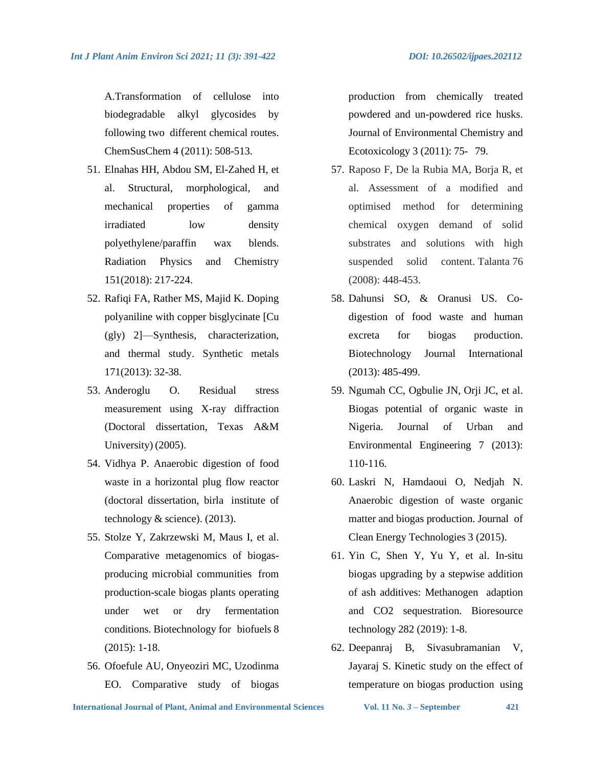A.Transformation of cellulose into biodegradable alkyl glycosides by following two different chemical routes. ChemSusChem 4 (2011): 508-513.

51. Elnahas HH, Abdou SM, El-Zahed H, et al. Structural, morphological, and mechanical properties of gamma irradiated low density polyethylene/paraffin wax blends. Radiation Physics and Chemistry 151(2018): 217-224.
52. Rafiqi FA, Rather MS, Majid K. Doping polyaniline with copper bisglycinate [Cu (gly) 2]—Synthesis, characterization, and thermal study. Synthetic metals 171(2013): 32-38.
53. Anderoglu O. Residual stress measurement using X-ray diffraction (Doctoral dissertation, Texas A&M University) (2005).
54. Vidhya P. Anaerobic digestion of food waste in a horizontal plug flow reactor (doctoral dissertation, birla institute of technology & science). (2013).
55. Stolze Y, Zakrzewski M, Maus I, et al. Comparative metagenomics of biogas-producing microbial communities from production-scale biogas plants operating under wet or dry fermentation conditions. Biotechnology for biofuels 8 (2015): 1-18.
56. Ofoefule AU, Onyeoziri MC, Uzodinma EO. Comparative study of biogas production from chemically treated powdered and un-powdered rice husks. Journal of Environmental Chemistry and Ecotoxicology 3 (2011): 75- 79.
57. Raposo F, De la Rubia MA, Borja R, et al. Assessment of a modified and optimised method for determining chemical oxygen demand of solid substrates and solutions with high suspended solid content. Talanta 76 (2008): 448-453.
58. Dahunsi SO, & Oranusi US. Co-digestion of food waste and human excreta for biogas production. Biotechnology Journal International (2013): 485-499.
59. Ngumah CC, Ogbulie JN, Orji JC, et al. Biogas potential of organic waste in Nigeria. Journal of Urban and Environmental Engineering 7 (2013): 110-116.
60. Laskri N, Hamdaoui O, Nedjah N. Anaerobic digestion of waste organic matter and biogas production. Journal of Clean Energy Technologies 3 (2015).
61. Yin C, Shen Y, Yu Y, et al. In-situ biogas upgrading by a stepwise addition of ash additives: Methanogen adaption and CO2 sequestration. Bioresource technology 282 (2019): 1-8.
62. Deepanraj B, Sivasubramanian V, Jayaraj S. Kinetic study on the effect of temperature on biogas production using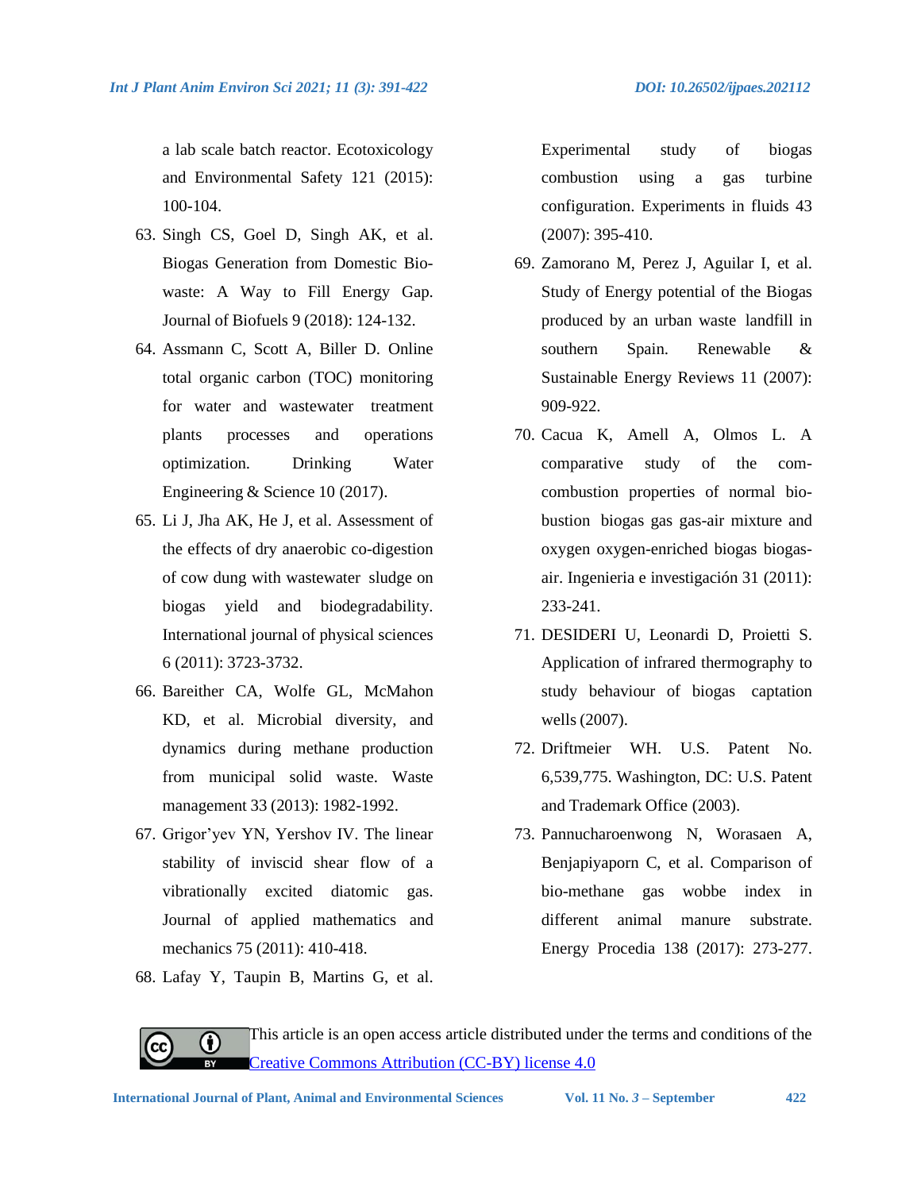a lab scale batch reactor. Ecotoxicology and Environmental Safety 121 (2015): 100-104.

63. Singh CS, Goel D, Singh AK, et al. Biogas Generation from Domestic Bio-waste: A Way to Fill Energy Gap. Journal of Biofuels 9 (2018): 124-132.
64. Assmann C, Scott A, Biller D. Online total organic carbon (TOC) monitoring for water and wastewater treatment plants processes and operations optimization. Drinking Water Engineering & Science 10 (2017).
65. Li J, Jha AK, He J, et al. Assessment of the effects of dry anaerobic co-digestion of cow dung with wastewater sludge on biogas yield and biodegradability. International journal of physical sciences 6 (2011): 3723-3732.
66. Bareither CA, Wolfe GL, McMahon KD, et al. Microbial diversity, and dynamics during methane production from municipal solid waste. Waste management 33 (2013): 1982-1992.
67. Grigor'yev YN, Yershov IV. The linear stability of inviscid shear flow of a vibrationally excited diatomic gas. Journal of applied mathematics and mechanics 75 (2011): 410-418.
68. Lafay Y, Taupin B, Martins G, et al. Experimental study of biogas combustion using a gas turbine configuration. Experiments in fluids 43 (2007): 395-410.
69. Zamorano M, Perez J, Aguilar I, et al. Study of Energy potential of the Biogas produced by an urban waste landfill in southern Spain. Renewable & Sustainable Energy Reviews 11 (2007): 909-922.
70. Cacua K, Amell A, Olmos L. A comparative study of the com-combustion properties of normal bio-bustion biogas gas gas-air mixture and oxygen oxygen-enriched biogas biogas-air. Ingenieria e investigación 31 (2011): 233-241.
71. DESIDERI U, Leonardi D, Proietti S. Application of infrared thermography to study behaviour of biogas captation wells (2007).
72. Driftmeier WH. U.S. Patent No. 6,539,775. Washington, DC: U.S. Patent and Trademark Office (2003).
73. Pannucharoenwong N, Worasaen A, Benjapiyaporn C, et al. Comparison of bio-methane gas wobbe index in different animal manure substrate. Energy Procedia 138 (2017): 273-277.

This article is an open access article distributed under the terms and conditions of the Creative Commons Attribution (CC-BY) license 4.0